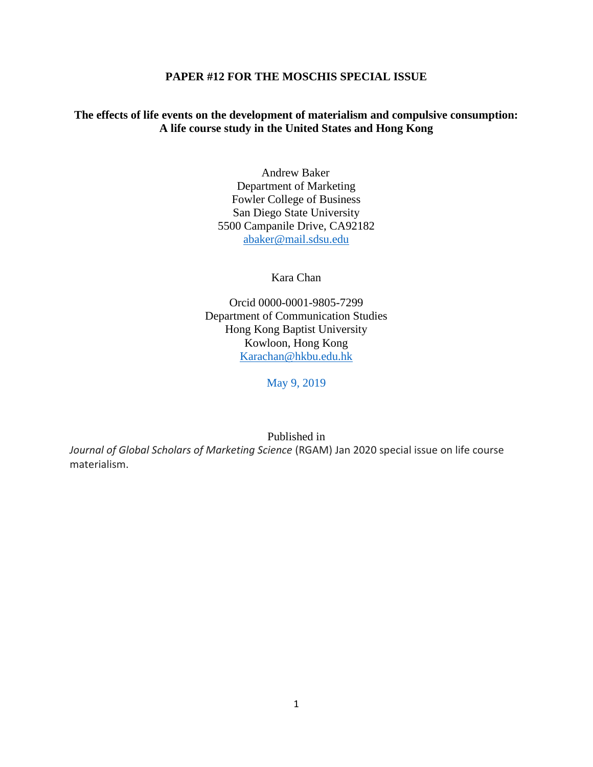**PAPER #12 FOR THE MOSCHIS SPECIAL ISSUE**

# The effects of life events on the development of materialism and compulsive consumption: A life course study in the United States and Hong Kong

Andrew Baker
Department of Marketing
Fowler College of Business
San Diego State University
5500 Campanile Drive, CA92182
abaker@mail.sdsu.edu

Kara Chan

Orcid 0000-0001-9805-7299
Department of Communication Studies
Hong Kong Baptist University
Kowloon, Hong Kong
Karachan@hkbu.edu.hk

May 9, 2019

Published in
*Journal of Global Scholars of Marketing Science* (RGAM) Jan 2020 special issue on life course materialism.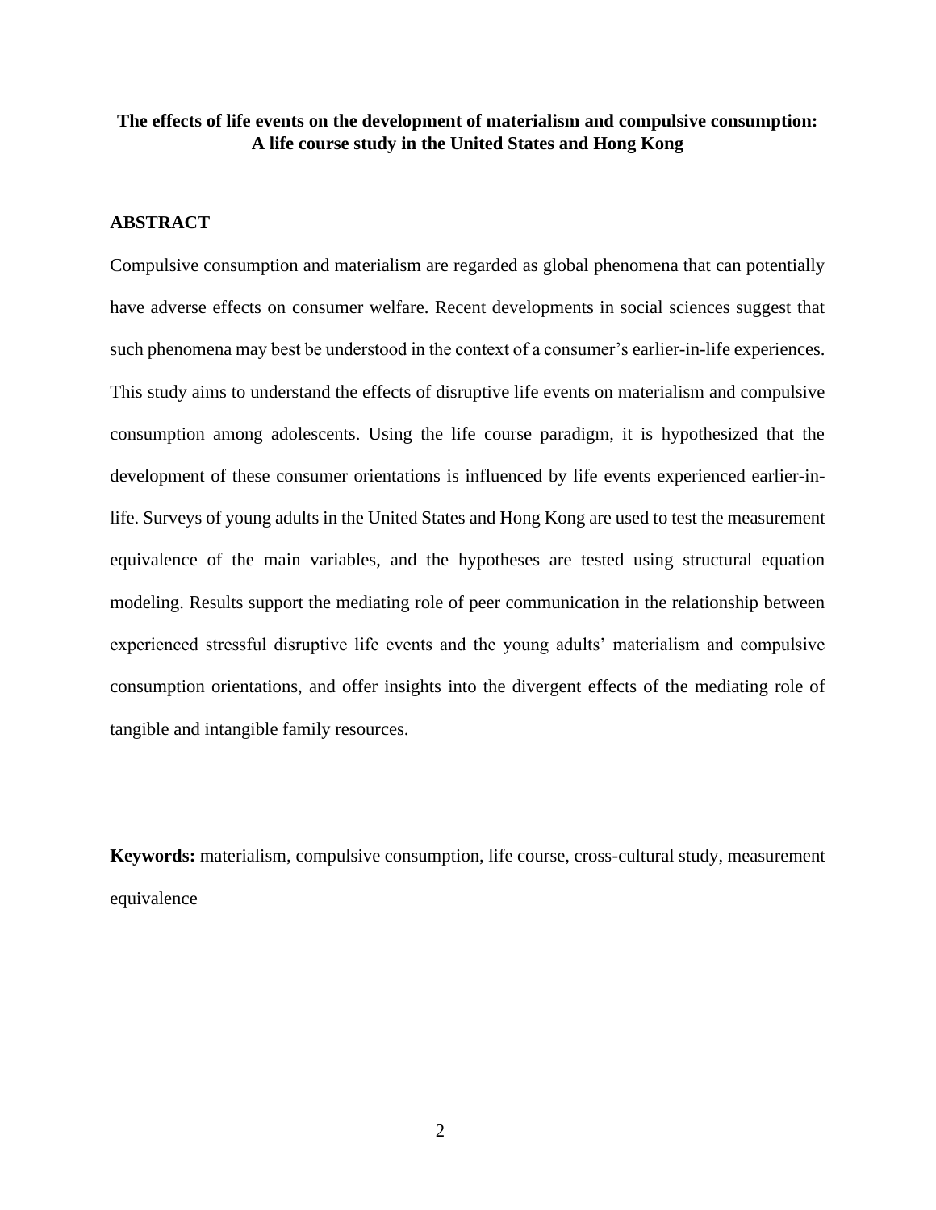# The effects of life events on the development of materialism and compulsive consumption: A life course study in the United States and Hong Kong

## ABSTRACT

Compulsive consumption and materialism are regarded as global phenomena that can potentially have adverse effects on consumer welfare. Recent developments in social sciences suggest that such phenomena may best be understood in the context of a consumer's earlier-in-life experiences. This study aims to understand the effects of disruptive life events on materialism and compulsive consumption among adolescents. Using the life course paradigm, it is hypothesized that the development of these consumer orientations is influenced by life events experienced earlier-in-life. Surveys of young adults in the United States and Hong Kong are used to test the measurement equivalence of the main variables, and the hypotheses are tested using structural equation modeling. Results support the mediating role of peer communication in the relationship between experienced stressful disruptive life events and the young adults' materialism and compulsive consumption orientations, and offer insights into the divergent effects of the mediating role of tangible and intangible family resources.

**Keywords:** materialism, compulsive consumption, life course, cross-cultural study, measurement equivalence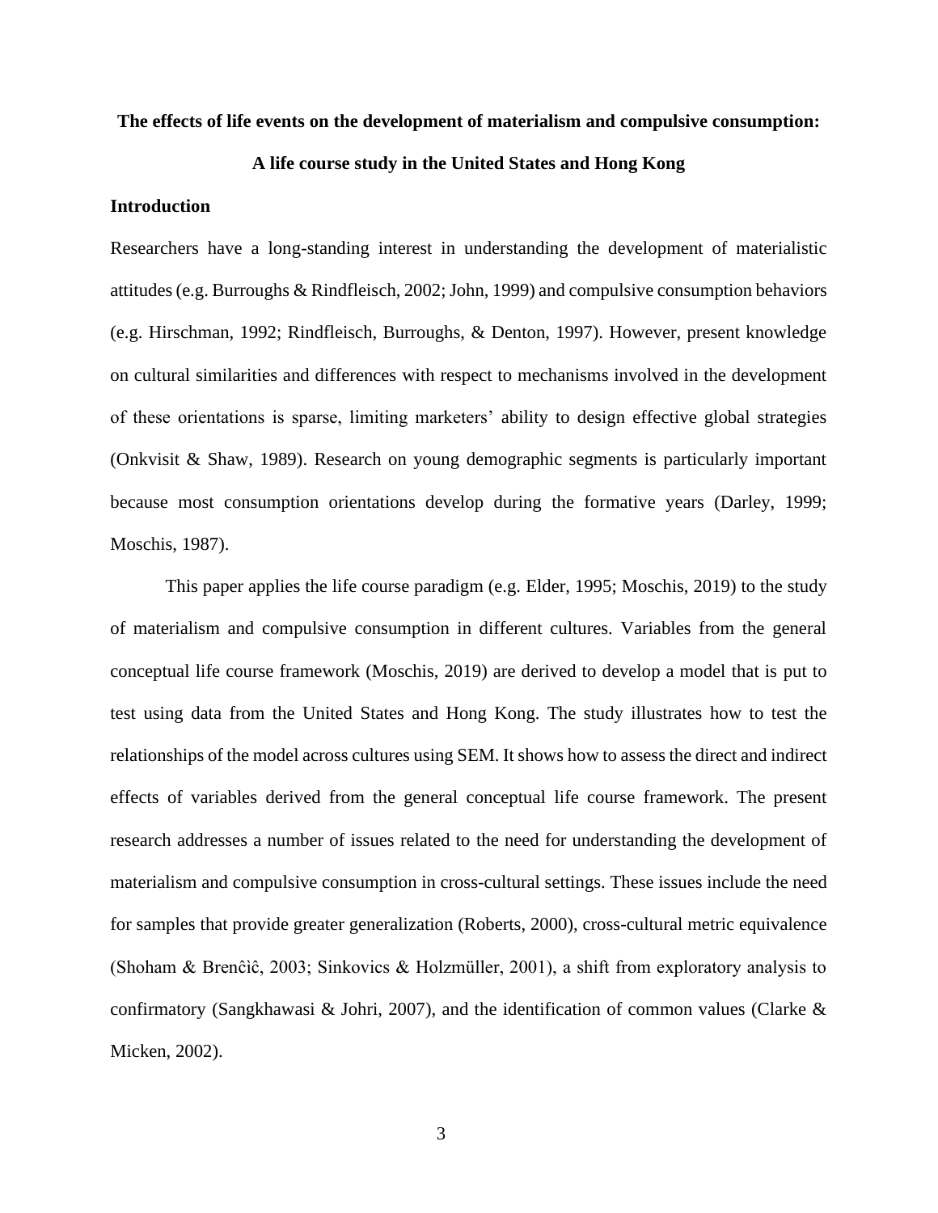# The effects of life events on the development of materialism and compulsive consumption: A life course study in the United States and Hong Kong

## Introduction

Researchers have a long-standing interest in understanding the development of materialistic attitudes (e.g. Burroughs & Rindfleisch, 2002; John, 1999) and compulsive consumption behaviors (e.g. Hirschman, 1992; Rindfleisch, Burroughs, & Denton, 1997). However, present knowledge on cultural similarities and differences with respect to mechanisms involved in the development of these orientations is sparse, limiting marketers' ability to design effective global strategies (Onkvisit & Shaw, 1989). Research on young demographic segments is particularly important because most consumption orientations develop during the formative years (Darley, 1999; Moschis, 1987).

This paper applies the life course paradigm (e.g. Elder, 1995; Moschis, 2019) to the study of materialism and compulsive consumption in different cultures. Variables from the general conceptual life course framework (Moschis, 2019) are derived to develop a model that is put to test using data from the United States and Hong Kong. The study illustrates how to test the relationships of the model across cultures using SEM. It shows how to assess the direct and indirect effects of variables derived from the general conceptual life course framework. The present research addresses a number of issues related to the need for understanding the development of materialism and compulsive consumption in cross-cultural settings. These issues include the need for samples that provide greater generalization (Roberts, 2000), cross-cultural metric equivalence (Shoham & Brenĉiĉ, 2003; Sinkovics & Holzmüller, 2001), a shift from exploratory analysis to confirmatory (Sangkhawasi & Johri, 2007), and the identification of common values (Clarke & Micken, 2002).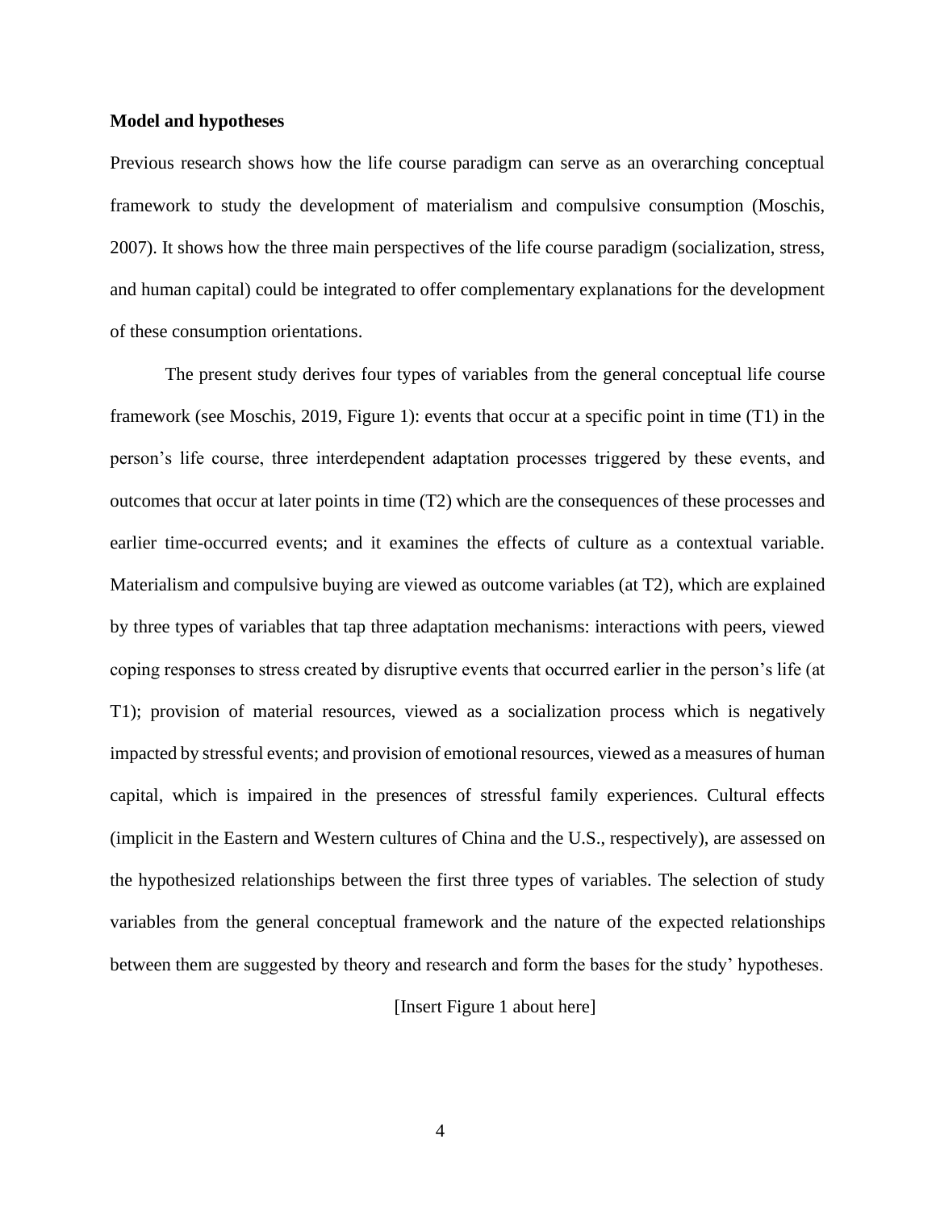**Model and hypotheses**

Previous research shows how the life course paradigm can serve as an overarching conceptual framework to study the development of materialism and compulsive consumption (Moschis, 2007). It shows how the three main perspectives of the life course paradigm (socialization, stress, and human capital) could be integrated to offer complementary explanations for the development of these consumption orientations.

The present study derives four types of variables from the general conceptual life course framework (see Moschis, 2019, Figure 1): events that occur at a specific point in time (T1) in the person's life course, three interdependent adaptation processes triggered by these events, and outcomes that occur at later points in time (T2) which are the consequences of these processes and earlier time-occurred events; and it examines the effects of culture as a contextual variable. Materialism and compulsive buying are viewed as outcome variables (at T2), which are explained by three types of variables that tap three adaptation mechanisms: interactions with peers, viewed coping responses to stress created by disruptive events that occurred earlier in the person's life (at T1); provision of material resources, viewed as a socialization process which is negatively impacted by stressful events; and provision of emotional resources, viewed as a measures of human capital, which is impaired in the presences of stressful family experiences. Cultural effects (implicit in the Eastern and Western cultures of China and the U.S., respectively), are assessed on the hypothesized relationships between the first three types of variables. The selection of study variables from the general conceptual framework and the nature of the expected relationships between them are suggested by theory and research and form the bases for the study' hypotheses.

[Insert Figure 1 about here]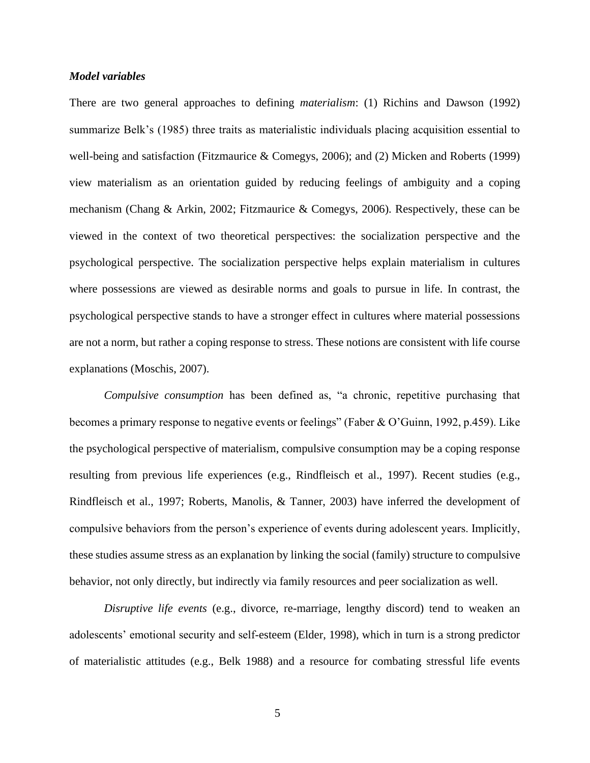***Model variables***

There are two general approaches to defining *materialism*: (1) Richins and Dawson (1992) summarize Belk's (1985) three traits as materialistic individuals placing acquisition essential to well-being and satisfaction (Fitzmaurice & Comegys, 2006); and (2) Micken and Roberts (1999) view materialism as an orientation guided by reducing feelings of ambiguity and a coping mechanism (Chang & Arkin, 2002; Fitzmaurice & Comegys, 2006). Respectively, these can be viewed in the context of two theoretical perspectives: the socialization perspective and the psychological perspective. The socialization perspective helps explain materialism in cultures where possessions are viewed as desirable norms and goals to pursue in life. In contrast, the psychological perspective stands to have a stronger effect in cultures where material possessions are not a norm, but rather a coping response to stress. These notions are consistent with life course explanations (Moschis, 2007).

*Compulsive consumption* has been defined as, "a chronic, repetitive purchasing that becomes a primary response to negative events or feelings" (Faber & O'Guinn, 1992, p.459). Like the psychological perspective of materialism, compulsive consumption may be a coping response resulting from previous life experiences (e.g., Rindfleisch et al., 1997). Recent studies (e.g., Rindfleisch et al., 1997; Roberts, Manolis, & Tanner, 2003) have inferred the development of compulsive behaviors from the person's experience of events during adolescent years. Implicitly, these studies assume stress as an explanation by linking the social (family) structure to compulsive behavior, not only directly, but indirectly via family resources and peer socialization as well.

*Disruptive life events* (e.g., divorce, re-marriage, lengthy discord) tend to weaken an adolescents' emotional security and self-esteem (Elder, 1998), which in turn is a strong predictor of materialistic attitudes (e.g., Belk 1988) and a resource for combating stressful life events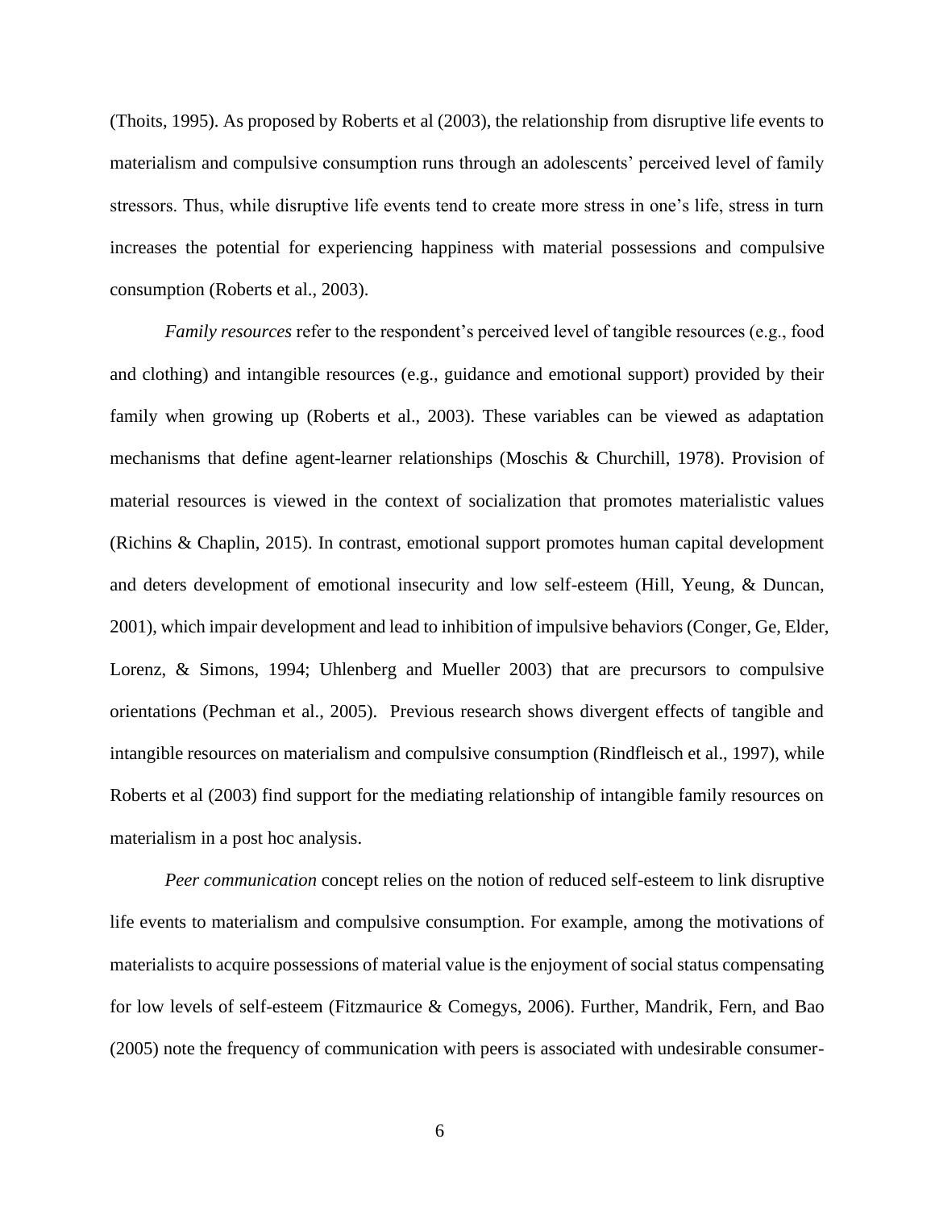(Thoits, 1995). As proposed by Roberts et al (2003), the relationship from disruptive life events to materialism and compulsive consumption runs through an adolescents' perceived level of family stressors. Thus, while disruptive life events tend to create more stress in one's life, stress in turn increases the potential for experiencing happiness with material possessions and compulsive consumption (Roberts et al., 2003).

*Family resources* refer to the respondent's perceived level of tangible resources (e.g., food and clothing) and intangible resources (e.g., guidance and emotional support) provided by their family when growing up (Roberts et al., 2003). These variables can be viewed as adaptation mechanisms that define agent-learner relationships (Moschis & Churchill, 1978). Provision of material resources is viewed in the context of socialization that promotes materialistic values (Richins & Chaplin, 2015). In contrast, emotional support promotes human capital development and deters development of emotional insecurity and low self-esteem (Hill, Yeung, & Duncan, 2001), which impair development and lead to inhibition of impulsive behaviors (Conger, Ge, Elder, Lorenz, & Simons, 1994; Uhlenberg and Mueller 2003) that are precursors to compulsive orientations (Pechman et al., 2005). Previous research shows divergent effects of tangible and intangible resources on materialism and compulsive consumption (Rindfleisch et al., 1997), while Roberts et al (2003) find support for the mediating relationship of intangible family resources on materialism in a post hoc analysis.

*Peer communication* concept relies on the notion of reduced self-esteem to link disruptive life events to materialism and compulsive consumption. For example, among the motivations of materialists to acquire possessions of material value is the enjoyment of social status compensating for low levels of self-esteem (Fitzmaurice & Comegys, 2006). Further, Mandrik, Fern, and Bao (2005) note the frequency of communication with peers is associated with undesirable consumer-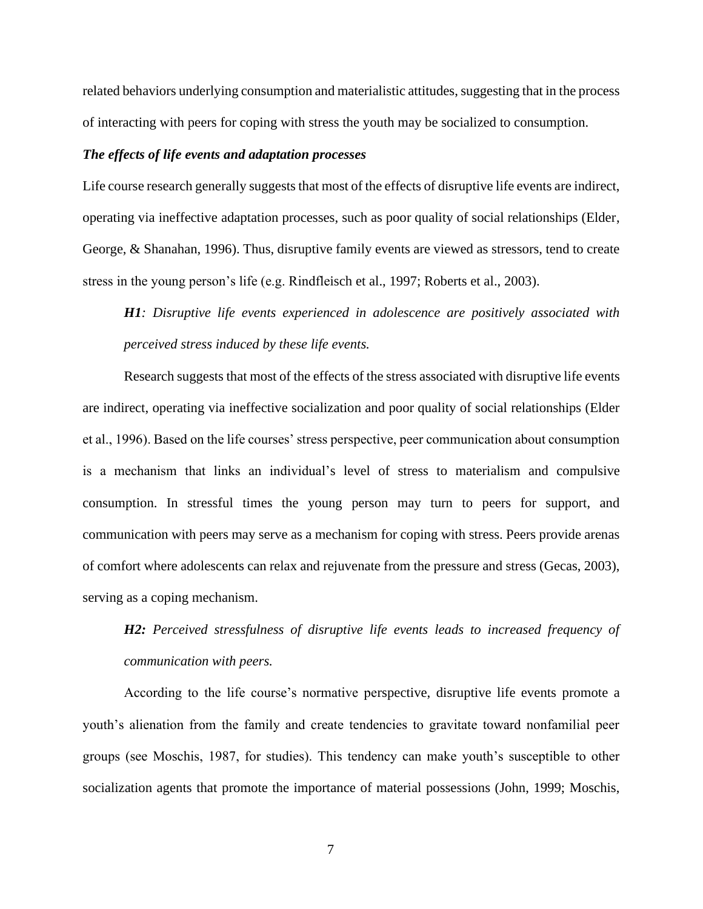related behaviors underlying consumption and materialistic attitudes, suggesting that in the process of interacting with peers for coping with stress the youth may be socialized to consumption.

### *The effects of life events and adaptation processes*

Life course research generally suggests that most of the effects of disruptive life events are indirect, operating via ineffective adaptation processes, such as poor quality of social relationships (Elder, George, & Shanahan, 1996). Thus, disruptive family events are viewed as stressors, tend to create stress in the young person's life (e.g. Rindfleisch et al., 1997; Roberts et al., 2003).

> ***H1****: Disruptive life events experienced in adolescence are positively associated with perceived stress induced by these life events.*

Research suggests that most of the effects of the stress associated with disruptive life events are indirect, operating via ineffective socialization and poor quality of social relationships (Elder et al., 1996). Based on the life courses' stress perspective, peer communication about consumption is a mechanism that links an individual's level of stress to materialism and compulsive consumption. In stressful times the young person may turn to peers for support, and communication with peers may serve as a mechanism for coping with stress. Peers provide arenas of comfort where adolescents can relax and rejuvenate from the pressure and stress (Gecas, 2003), serving as a coping mechanism.

> ***H2:*** *Perceived stressfulness of disruptive life events leads to increased frequency of communication with peers.*

According to the life course's normative perspective, disruptive life events promote a youth's alienation from the family and create tendencies to gravitate toward nonfamilial peer groups (see Moschis, 1987, for studies). This tendency can make youth's susceptible to other socialization agents that promote the importance of material possessions (John, 1999; Moschis,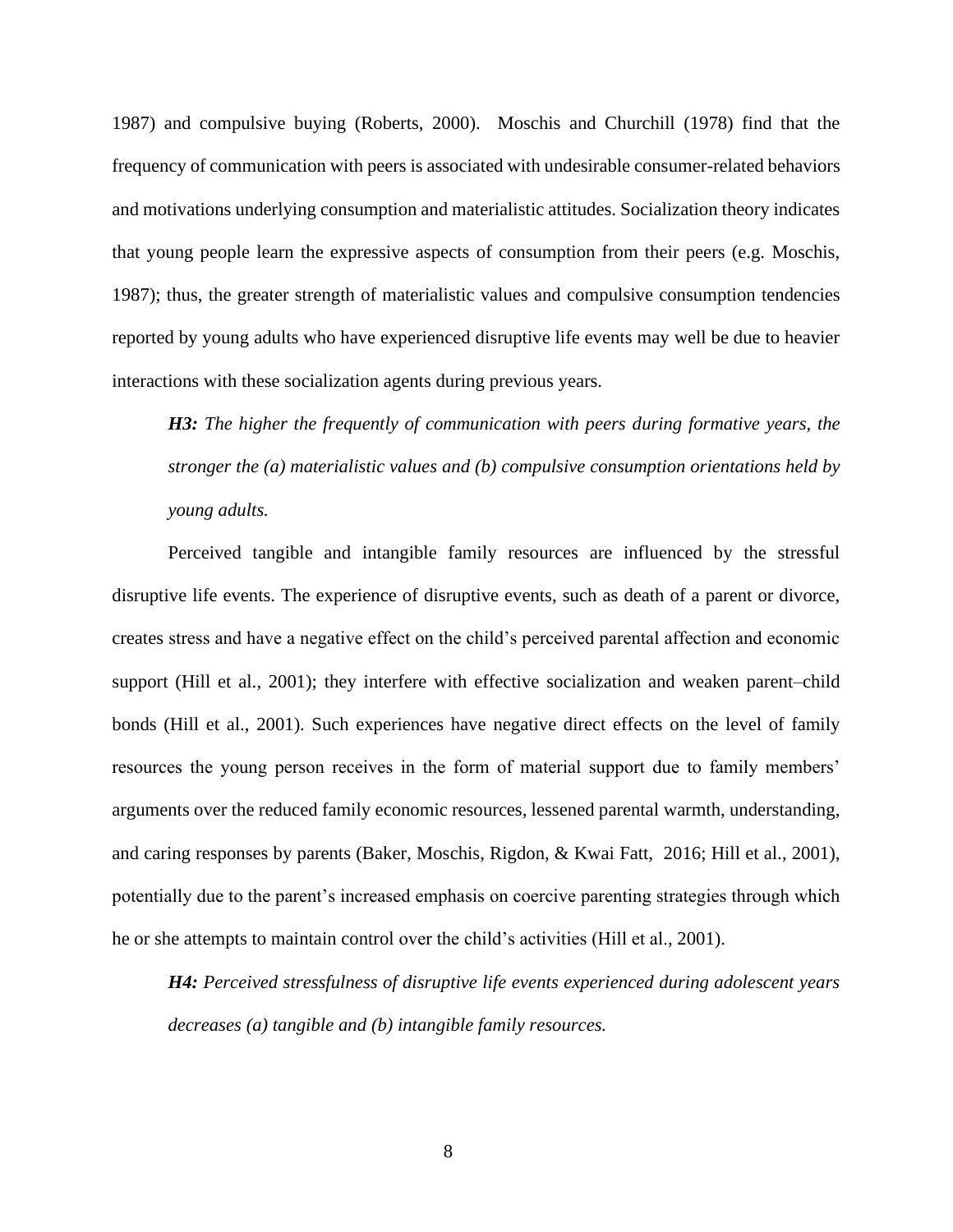1987) and compulsive buying (Roberts, 2000). Moschis and Churchill (1978) find that the frequency of communication with peers is associated with undesirable consumer-related behaviors and motivations underlying consumption and materialistic attitudes. Socialization theory indicates that young people learn the expressive aspects of consumption from their peers (e.g. Moschis, 1987); thus, the greater strength of materialistic values and compulsive consumption tendencies reported by young adults who have experienced disruptive life events may well be due to heavier interactions with these socialization agents during previous years.

***H3:*** *The higher the frequently of communication with peers during formative years, the stronger the (a) materialistic values and (b) compulsive consumption orientations held by young adults.*

Perceived tangible and intangible family resources are influenced by the stressful disruptive life events. The experience of disruptive events, such as death of a parent or divorce, creates stress and have a negative effect on the child's perceived parental affection and economic support (Hill et al., 2001); they interfere with effective socialization and weaken parent–child bonds (Hill et al., 2001). Such experiences have negative direct effects on the level of family resources the young person receives in the form of material support due to family members' arguments over the reduced family economic resources, lessened parental warmth, understanding, and caring responses by parents (Baker, Moschis, Rigdon, & Kwai Fatt, 2016; Hill et al., 2001), potentially due to the parent's increased emphasis on coercive parenting strategies through which he or she attempts to maintain control over the child's activities (Hill et al., 2001).

***H4:*** *Perceived stressfulness of disruptive life events experienced during adolescent years decreases (a) tangible and (b) intangible family resources.*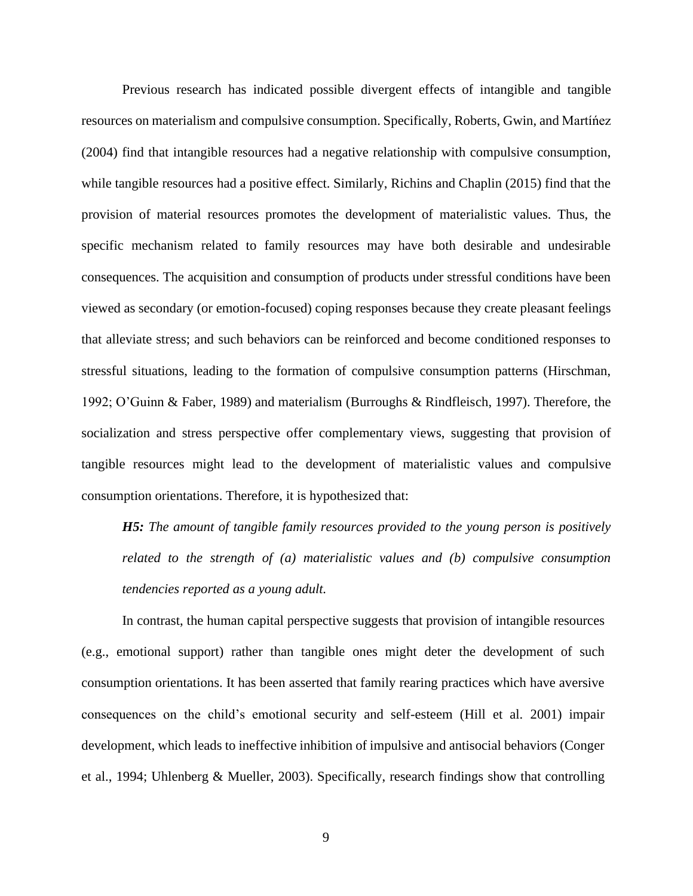Previous research has indicated possible divergent effects of intangible and tangible resources on materialism and compulsive consumption. Specifically, Roberts, Gwin, and Martíńez (2004) find that intangible resources had a negative relationship with compulsive consumption, while tangible resources had a positive effect. Similarly, Richins and Chaplin (2015) find that the provision of material resources promotes the development of materialistic values. Thus, the specific mechanism related to family resources may have both desirable and undesirable consequences. The acquisition and consumption of products under stressful conditions have been viewed as secondary (or emotion-focused) coping responses because they create pleasant feelings that alleviate stress; and such behaviors can be reinforced and become conditioned responses to stressful situations, leading to the formation of compulsive consumption patterns (Hirschman, 1992; O'Guinn & Faber, 1989) and materialism (Burroughs & Rindfleisch, 1997). Therefore, the socialization and stress perspective offer complementary views, suggesting that provision of tangible resources might lead to the development of materialistic values and compulsive consumption orientations. Therefore, it is hypothesized that:

> ***H5:*** *The amount of tangible family resources provided to the young person is positively related to the strength of (a) materialistic values and (b) compulsive consumption tendencies reported as a young adult.*

In contrast, the human capital perspective suggests that provision of intangible resources (e.g., emotional support) rather than tangible ones might deter the development of such consumption orientations. It has been asserted that family rearing practices which have aversive consequences on the child's emotional security and self-esteem (Hill et al. 2001) impair development, which leads to ineffective inhibition of impulsive and antisocial behaviors (Conger et al., 1994; Uhlenberg & Mueller, 2003). Specifically, research findings show that controlling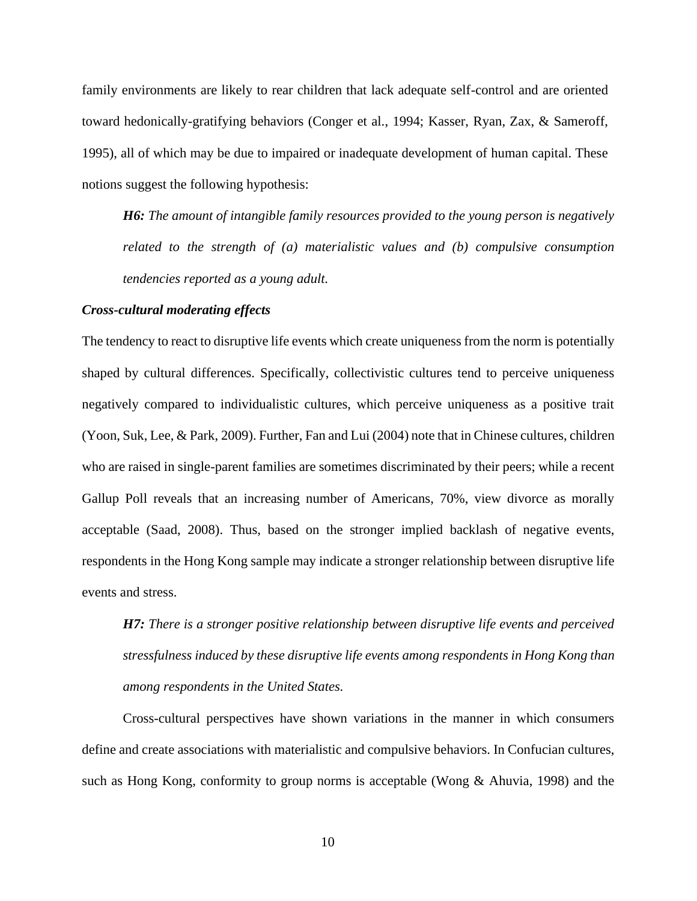family environments are likely to rear children that lack adequate self-control and are oriented toward hedonically-gratifying behaviors (Conger et al., 1994; Kasser, Ryan, Zax, & Sameroff, 1995), all of which may be due to impaired or inadequate development of human capital. These notions suggest the following hypothesis:

> ***H6:*** *The amount of intangible family resources provided to the young person is negatively related to the strength of (a) materialistic values and (b) compulsive consumption tendencies reported as a young adult.*

***Cross-cultural moderating effects***

The tendency to react to disruptive life events which create uniqueness from the norm is potentially shaped by cultural differences. Specifically, collectivistic cultures tend to perceive uniqueness negatively compared to individualistic cultures, which perceive uniqueness as a positive trait (Yoon, Suk, Lee, & Park, 2009). Further, Fan and Lui (2004) note that in Chinese cultures, children who are raised in single-parent families are sometimes discriminated by their peers; while a recent Gallup Poll reveals that an increasing number of Americans, 70%, view divorce as morally acceptable (Saad, 2008). Thus, based on the stronger implied backlash of negative events, respondents in the Hong Kong sample may indicate a stronger relationship between disruptive life events and stress.

> ***H7:*** *There is a stronger positive relationship between disruptive life events and perceived stressfulness induced by these disruptive life events among respondents in Hong Kong than among respondents in the United States.*

Cross-cultural perspectives have shown variations in the manner in which consumers define and create associations with materialistic and compulsive behaviors. In Confucian cultures, such as Hong Kong, conformity to group norms is acceptable (Wong & Ahuvia, 1998) and the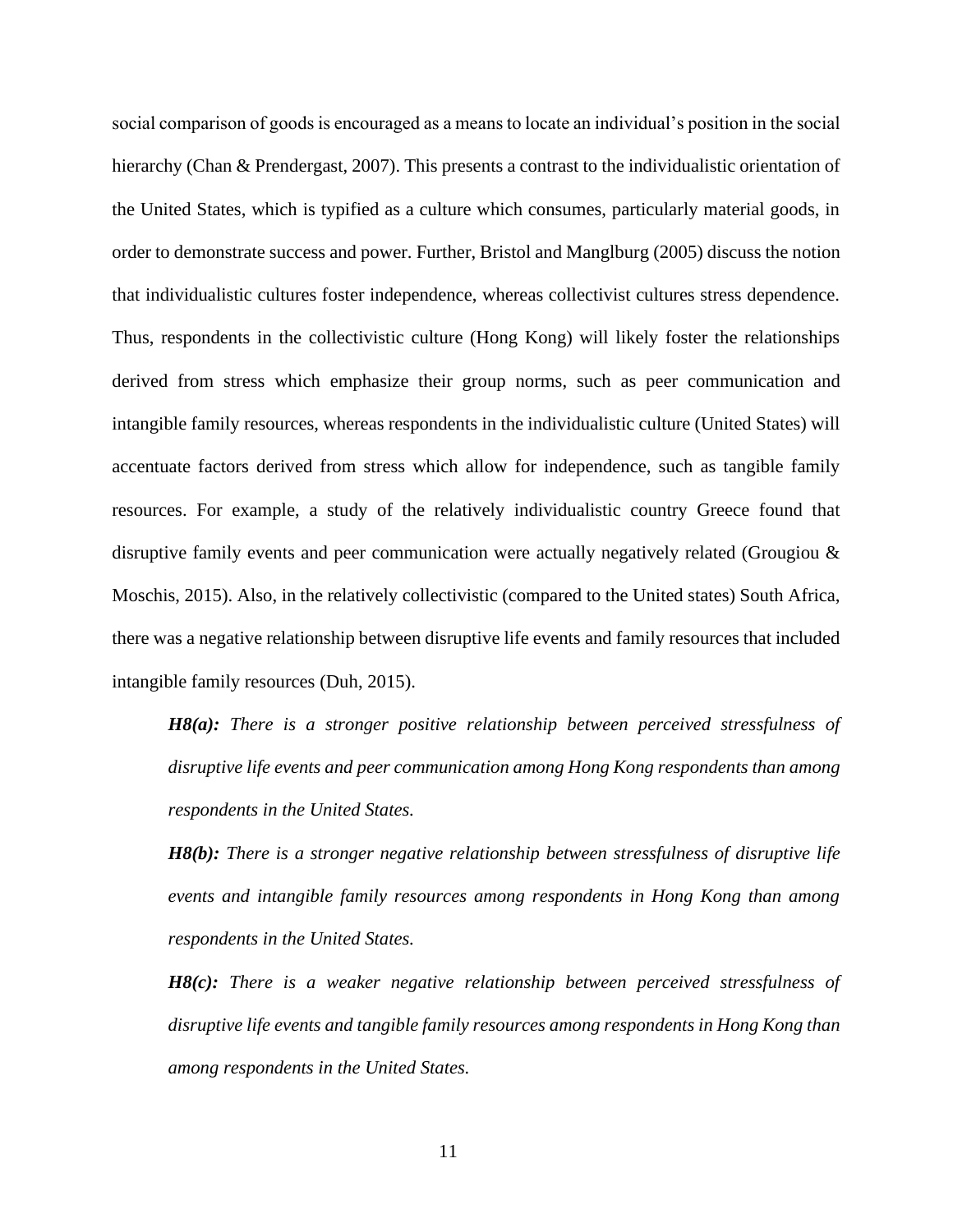social comparison of goods is encouraged as a means to locate an individual's position in the social hierarchy (Chan & Prendergast, 2007). This presents a contrast to the individualistic orientation of the United States, which is typified as a culture which consumes, particularly material goods, in order to demonstrate success and power. Further, Bristol and Manglburg (2005) discuss the notion that individualistic cultures foster independence, whereas collectivist cultures stress dependence. Thus, respondents in the collectivistic culture (Hong Kong) will likely foster the relationships derived from stress which emphasize their group norms, such as peer communication and intangible family resources, whereas respondents in the individualistic culture (United States) will accentuate factors derived from stress which allow for independence, such as tangible family resources. For example, a study of the relatively individualistic country Greece found that disruptive family events and peer communication were actually negatively related (Grougiou & Moschis, 2015). Also, in the relatively collectivistic (compared to the United states) South Africa, there was a negative relationship between disruptive life events and family resources that included intangible family resources (Duh, 2015).

> ***H8(a):*** *There is a stronger positive relationship between perceived stressfulness of disruptive life events and peer communication among Hong Kong respondents than among respondents in the United States.*
>
> ***H8(b):*** *There is a stronger negative relationship between stressfulness of disruptive life events and intangible family resources among respondents in Hong Kong than among respondents in the United States.*
>
> ***H8(c):*** *There is a weaker negative relationship between perceived stressfulness of disruptive life events and tangible family resources among respondents in Hong Kong than among respondents in the United States.*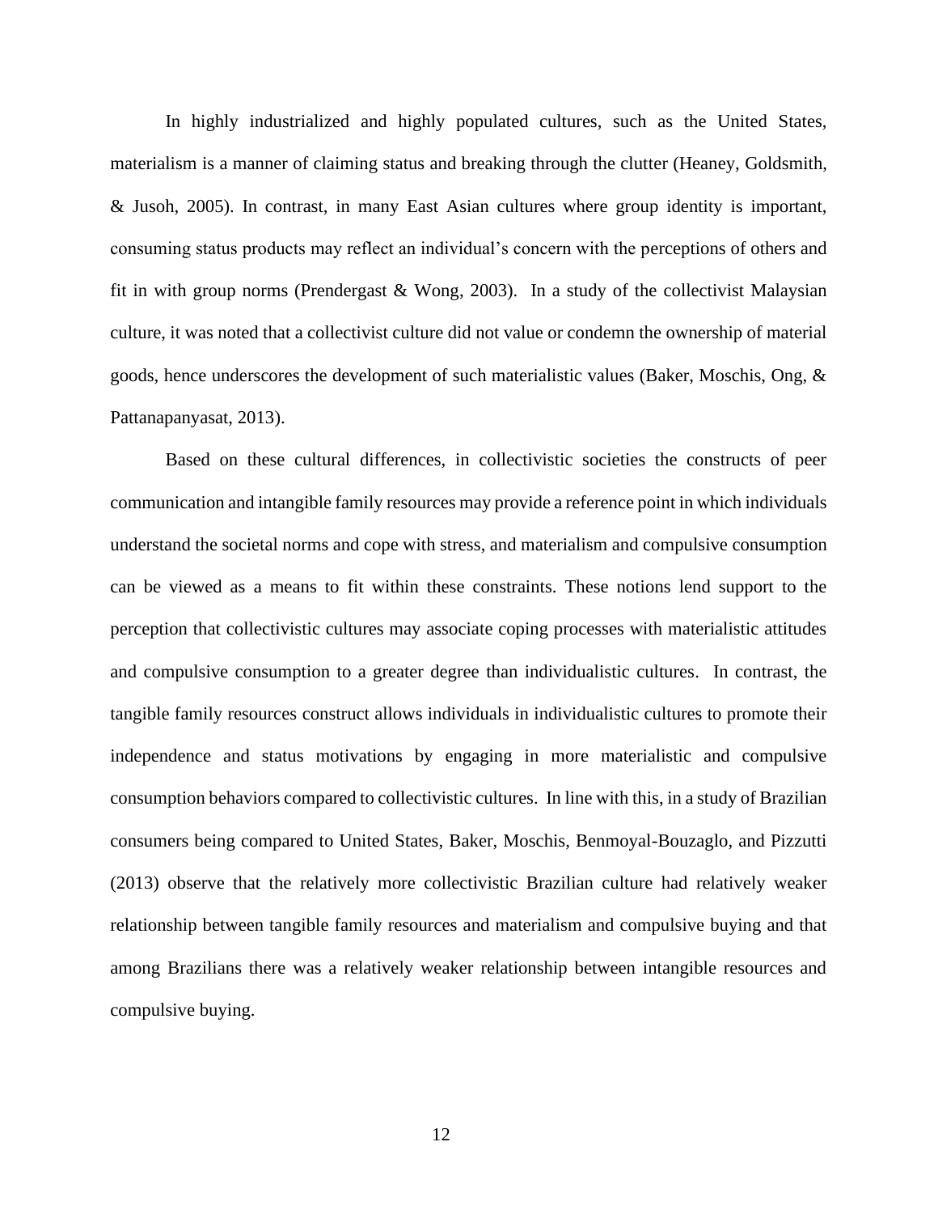In highly industrialized and highly populated cultures, such as the United States, materialism is a manner of claiming status and breaking through the clutter (Heaney, Goldsmith, & Jusoh, 2005). In contrast, in many East Asian cultures where group identity is important, consuming status products may reflect an individual's concern with the perceptions of others and fit in with group norms (Prendergast & Wong, 2003). In a study of the collectivist Malaysian culture, it was noted that a collectivist culture did not value or condemn the ownership of material goods, hence underscores the development of such materialistic values (Baker, Moschis, Ong, & Pattanapanyasat, 2013).

Based on these cultural differences, in collectivistic societies the constructs of peer communication and intangible family resources may provide a reference point in which individuals understand the societal norms and cope with stress, and materialism and compulsive consumption can be viewed as a means to fit within these constraints. These notions lend support to the perception that collectivistic cultures may associate coping processes with materialistic attitudes and compulsive consumption to a greater degree than individualistic cultures. In contrast, the tangible family resources construct allows individuals in individualistic cultures to promote their independence and status motivations by engaging in more materialistic and compulsive consumption behaviors compared to collectivistic cultures. In line with this, in a study of Brazilian consumers being compared to United States, Baker, Moschis, Benmoyal-Bouzaglo, and Pizzutti (2013) observe that the relatively more collectivistic Brazilian culture had relatively weaker relationship between tangible family resources and materialism and compulsive buying and that among Brazilians there was a relatively weaker relationship between intangible resources and compulsive buying.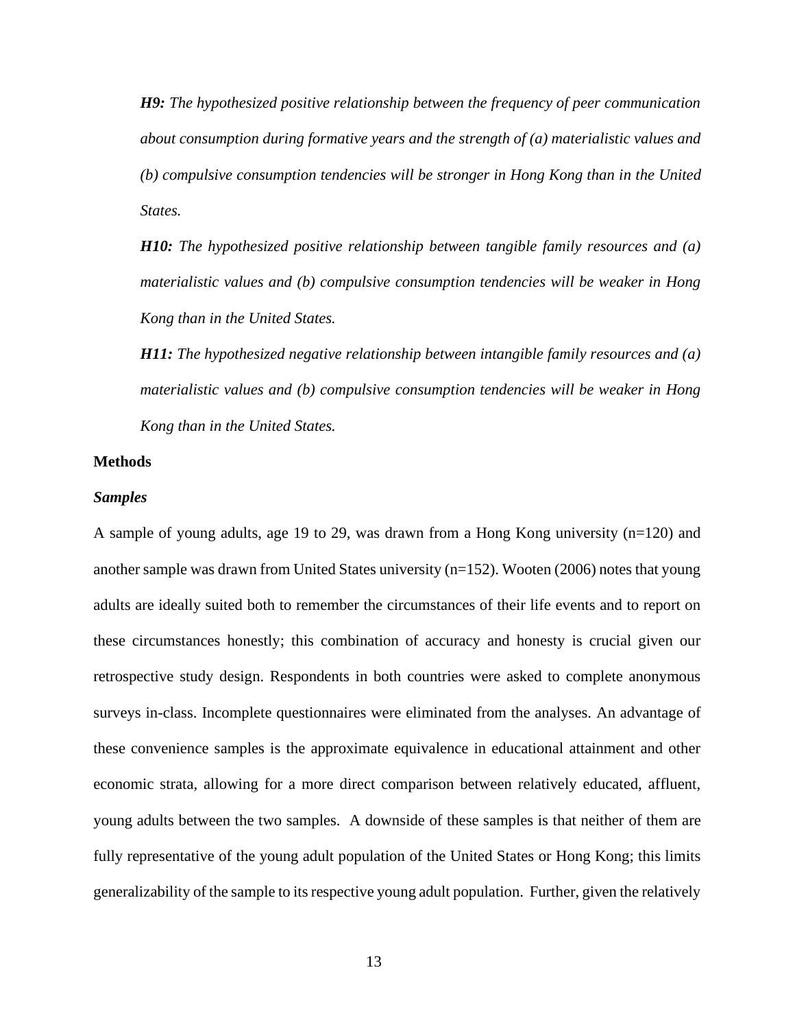***H9:*** *The hypothesized positive relationship between the frequency of peer communication about consumption during formative years and the strength of (a) materialistic values and (b) compulsive consumption tendencies will be stronger in Hong Kong than in the United States.*

***H10:*** *The hypothesized positive relationship between tangible family resources and (a) materialistic values and (b) compulsive consumption tendencies will be weaker in Hong Kong than in the United States.*

***H11:*** *The hypothesized negative relationship between intangible family resources and (a) materialistic values and (b) compulsive consumption tendencies will be weaker in Hong Kong than in the United States.*

## Methods

### *Samples*

A sample of young adults, age 19 to 29, was drawn from a Hong Kong university (n=120) and another sample was drawn from United States university (n=152). Wooten (2006) notes that young adults are ideally suited both to remember the circumstances of their life events and to report on these circumstances honestly; this combination of accuracy and honesty is crucial given our retrospective study design. Respondents in both countries were asked to complete anonymous surveys in-class. Incomplete questionnaires were eliminated from the analyses. An advantage of these convenience samples is the approximate equivalence in educational attainment and other economic strata, allowing for a more direct comparison between relatively educated, affluent, young adults between the two samples. A downside of these samples is that neither of them are fully representative of the young adult population of the United States or Hong Kong; this limits generalizability of the sample to its respective young adult population. Further, given the relatively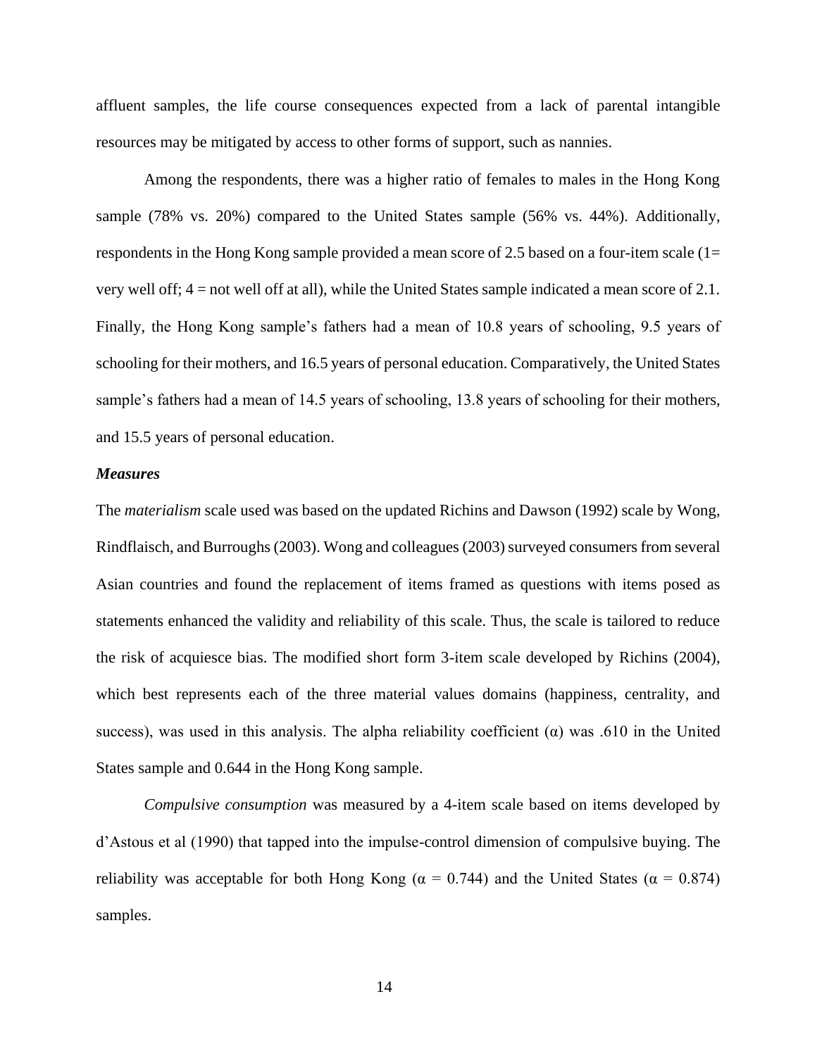affluent samples, the life course consequences expected from a lack of parental intangible resources may be mitigated by access to other forms of support, such as nannies.

Among the respondents, there was a higher ratio of females to males in the Hong Kong sample (78% vs. 20%) compared to the United States sample (56% vs. 44%). Additionally, respondents in the Hong Kong sample provided a mean score of 2.5 based on a four-item scale (1= very well off; 4 = not well off at all), while the United States sample indicated a mean score of 2.1. Finally, the Hong Kong sample's fathers had a mean of 10.8 years of schooling, 9.5 years of schooling for their mothers, and 16.5 years of personal education. Comparatively, the United States sample's fathers had a mean of 14.5 years of schooling, 13.8 years of schooling for their mothers, and 15.5 years of personal education.

### *Measures*

The *materialism* scale used was based on the updated Richins and Dawson (1992) scale by Wong, Rindflaisch, and Burroughs (2003). Wong and colleagues (2003) surveyed consumers from several Asian countries and found the replacement of items framed as questions with items posed as statements enhanced the validity and reliability of this scale. Thus, the scale is tailored to reduce the risk of acquiesce bias. The modified short form 3-item scale developed by Richins (2004), which best represents each of the three material values domains (happiness, centrality, and success), was used in this analysis. The alpha reliability coefficient ($\alpha$) was .610 in the United States sample and 0.644 in the Hong Kong sample.

*Compulsive consumption* was measured by a 4-item scale based on items developed by d'Astous et al (1990) that tapped into the impulse-control dimension of compulsive buying. The reliability was acceptable for both Hong Kong ($\alpha$ = 0.744) and the United States ($\alpha$ = 0.874) samples.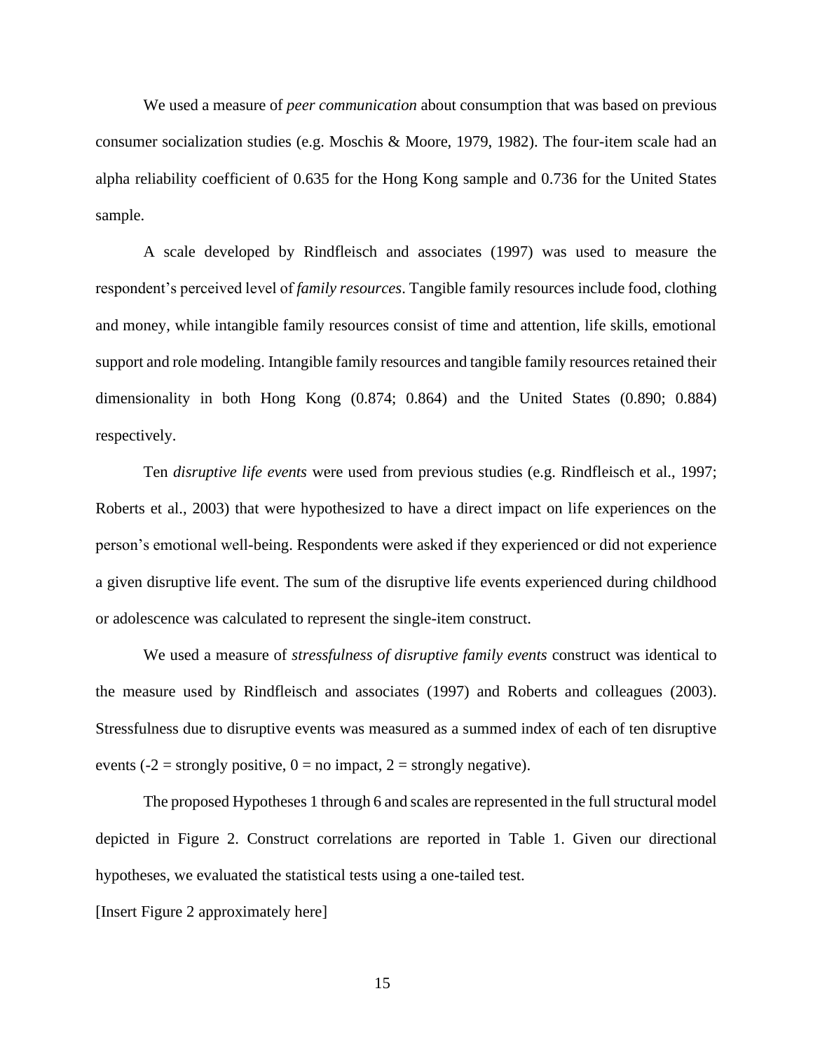We used a measure of *peer communication* about consumption that was based on previous consumer socialization studies (e.g. Moschis & Moore, 1979, 1982). The four-item scale had an alpha reliability coefficient of 0.635 for the Hong Kong sample and 0.736 for the United States sample.

A scale developed by Rindfleisch and associates (1997) was used to measure the respondent's perceived level of *family resources*. Tangible family resources include food, clothing and money, while intangible family resources consist of time and attention, life skills, emotional support and role modeling. Intangible family resources and tangible family resources retained their dimensionality in both Hong Kong (0.874; 0.864) and the United States (0.890; 0.884) respectively.

Ten *disruptive life events* were used from previous studies (e.g. Rindfleisch et al., 1997; Roberts et al., 2003) that were hypothesized to have a direct impact on life experiences on the person's emotional well-being. Respondents were asked if they experienced or did not experience a given disruptive life event. The sum of the disruptive life events experienced during childhood or adolescence was calculated to represent the single-item construct.

We used a measure of *stressfulness of disruptive family events* construct was identical to the measure used by Rindfleisch and associates (1997) and Roberts and colleagues (2003). Stressfulness due to disruptive events was measured as a summed index of each of ten disruptive events (-2 = strongly positive, 0 = no impact, 2 = strongly negative).

The proposed Hypotheses 1 through 6 and scales are represented in the full structural model depicted in Figure 2. Construct correlations are reported in Table 1. Given our directional hypotheses, we evaluated the statistical tests using a one-tailed test.

[Insert Figure 2 approximately here]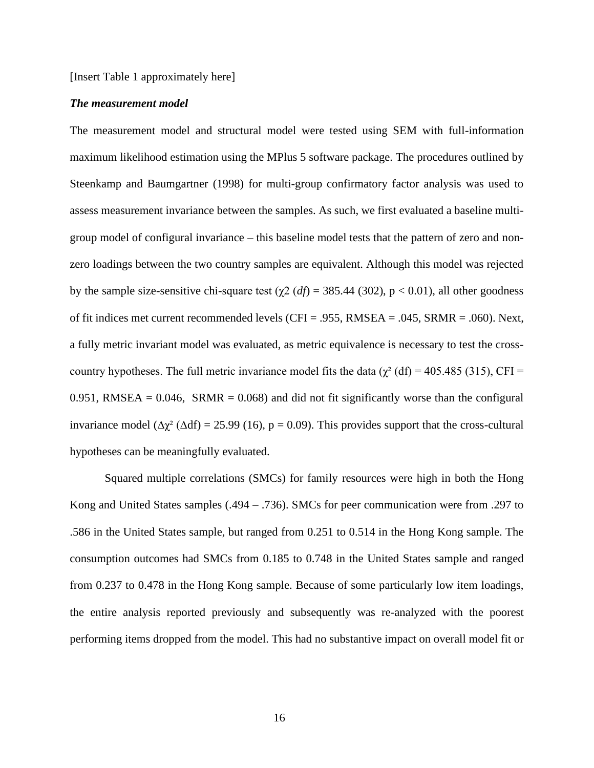[Insert Table 1 approximately here]

***The measurement model***

The measurement model and structural model were tested using SEM with full-information maximum likelihood estimation using the MPlus 5 software package. The procedures outlined by Steenkamp and Baumgartner (1998) for multi-group confirmatory factor analysis was used to assess measurement invariance between the samples. As such, we first evaluated a baseline multi-group model of configural invariance – this baseline model tests that the pattern of zero and non-zero loadings between the two country samples are equivalent. Although this model was rejected by the sample size-sensitive chi-square test ($\chi 2$ ($df$) = 385.44 (302), $p < 0.01$), all other goodness of fit indices met current recommended levels (CFI = .955, RMSEA = .045, SRMR = .060). Next, a fully metric invariant model was evaluated, as metric equivalence is necessary to test the cross-country hypotheses. The full metric invariance model fits the data ($\chi^2$ (df) = 405.485 (315), CFI = 0.951, RMSEA = 0.046, SRMR = 0.068) and did not fit significantly worse than the configural invariance model ($\Delta\chi^2$ ($\Delta$df) = 25.99 (16), $p = 0.09$). This provides support that the cross-cultural hypotheses can be meaningfully evaluated.

Squared multiple correlations (SMCs) for family resources were high in both the Hong Kong and United States samples (.494 – .736). SMCs for peer communication were from .297 to .586 in the United States sample, but ranged from 0.251 to 0.514 in the Hong Kong sample. The consumption outcomes had SMCs from 0.185 to 0.748 in the United States sample and ranged from 0.237 to 0.478 in the Hong Kong sample. Because of some particularly low item loadings, the entire analysis reported previously and subsequently was re-analyzed with the poorest performing items dropped from the model. This had no substantive impact on overall model fit or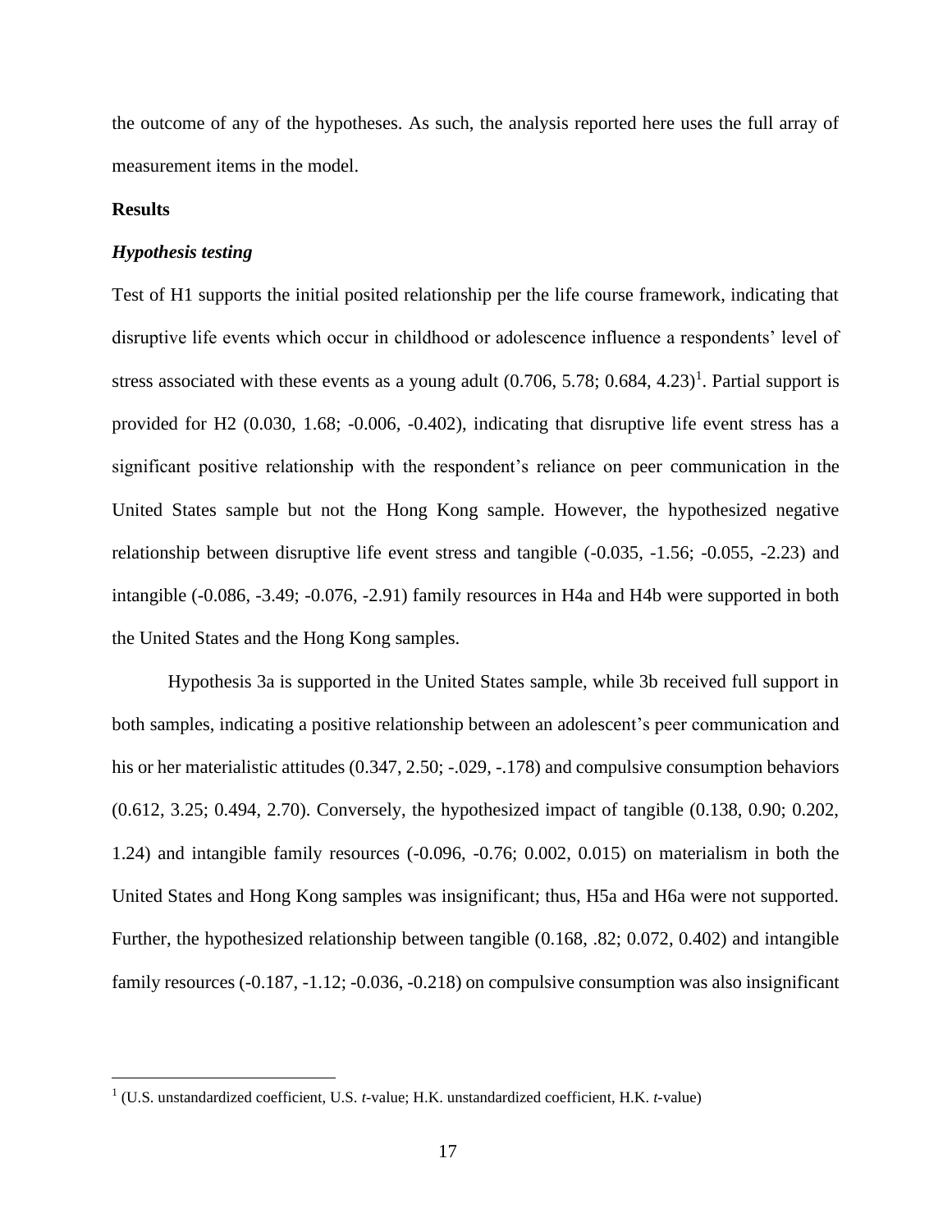the outcome of any of the hypotheses. As such, the analysis reported here uses the full array of measurement items in the model.

**Results**

***Hypothesis testing***

Test of H1 supports the initial posited relationship per the life course framework, indicating that disruptive life events which occur in childhood or adolescence influence a respondents' level of stress associated with these events as a young adult (0.706, 5.78; 0.684, 4.23)[1]. Partial support is provided for H2 (0.030, 1.68; -0.006, -0.402), indicating that disruptive life event stress has a significant positive relationship with the respondent's reliance on peer communication in the United States sample but not the Hong Kong sample. However, the hypothesized negative relationship between disruptive life event stress and tangible (-0.035, -1.56; -0.055, -2.23) and intangible (-0.086, -3.49; -0.076, -2.91) family resources in H4a and H4b were supported in both the United States and the Hong Kong samples.

Hypothesis 3a is supported in the United States sample, while 3b received full support in both samples, indicating a positive relationship between an adolescent's peer communication and his or her materialistic attitudes (0.347, 2.50; -.029, -.178) and compulsive consumption behaviors (0.612, 3.25; 0.494, 2.70). Conversely, the hypothesized impact of tangible (0.138, 0.90; 0.202, 1.24) and intangible family resources (-0.096, -0.76; 0.002, 0.015) on materialism in both the United States and Hong Kong samples was insignificant; thus, H5a and H6a were not supported. Further, the hypothesized relationship between tangible (0.168, .82; 0.072, 0.402) and intangible family resources (-0.187, -1.12; -0.036, -0.218) on compulsive consumption was also insignificant

---

[1] (U.S. unstandardized coefficient, U.S. *t*-value; H.K. unstandardized coefficient, H.K. *t*-value)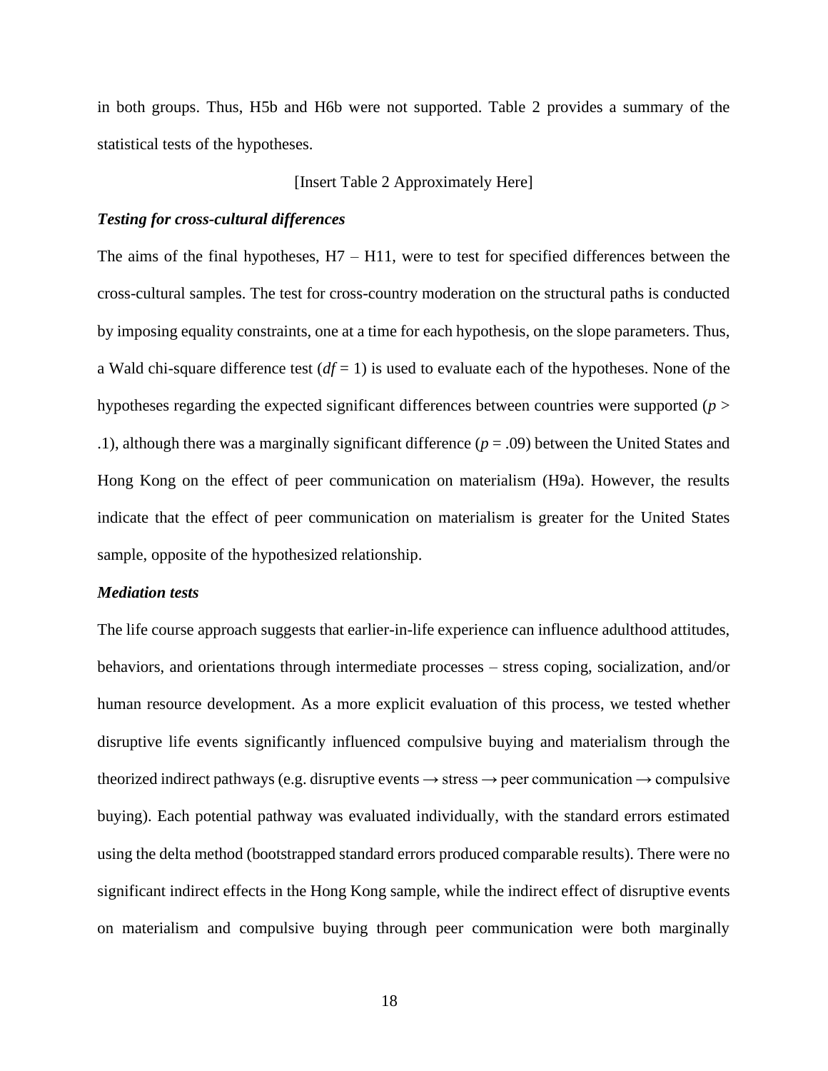in both groups. Thus, H5b and H6b were not supported. Table 2 provides a summary of the statistical tests of the hypotheses.

[Insert Table 2 Approximately Here]

***Testing for cross-cultural differences***

The aims of the final hypotheses, H7 – H11, were to test for specified differences between the cross-cultural samples. The test for cross-country moderation on the structural paths is conducted by imposing equality constraints, one at a time for each hypothesis, on the slope parameters. Thus, a Wald chi-square difference test ($df = 1$) is used to evaluate each of the hypotheses. None of the hypotheses regarding the expected significant differences between countries were supported ($p > .1$), although there was a marginally significant difference ($p = .09$) between the United States and Hong Kong on the effect of peer communication on materialism (H9a). However, the results indicate that the effect of peer communication on materialism is greater for the United States sample, opposite of the hypothesized relationship.

***Mediation tests***

The life course approach suggests that earlier-in-life experience can influence adulthood attitudes, behaviors, and orientations through intermediate processes – stress coping, socialization, and/or human resource development. As a more explicit evaluation of this process, we tested whether disruptive life events significantly influenced compulsive buying and materialism through the theorized indirect pathways (e.g. disruptive events → stress → peer communication → compulsive buying). Each potential pathway was evaluated individually, with the standard errors estimated using the delta method (bootstrapped standard errors produced comparable results). There were no significant indirect effects in the Hong Kong sample, while the indirect effect of disruptive events on materialism and compulsive buying through peer communication were both marginally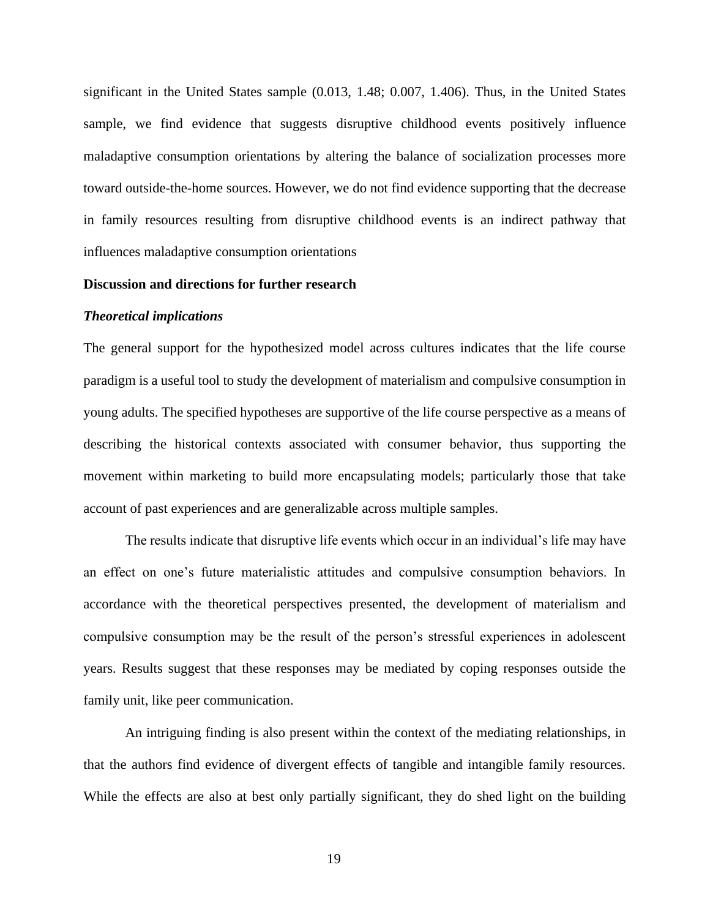significant in the United States sample (0.013, 1.48; 0.007, 1.406). Thus, in the United States sample, we find evidence that suggests disruptive childhood events positively influence maladaptive consumption orientations by altering the balance of socialization processes more toward outside-the-home sources. However, we do not find evidence supporting that the decrease in family resources resulting from disruptive childhood events is an indirect pathway that influences maladaptive consumption orientations

## Discussion and directions for further research

### *Theoretical implications*

The general support for the hypothesized model across cultures indicates that the life course paradigm is a useful tool to study the development of materialism and compulsive consumption in young adults. The specified hypotheses are supportive of the life course perspective as a means of describing the historical contexts associated with consumer behavior, thus supporting the movement within marketing to build more encapsulating models; particularly those that take account of past experiences and are generalizable across multiple samples.

The results indicate that disruptive life events which occur in an individual's life may have an effect on one's future materialistic attitudes and compulsive consumption behaviors. In accordance with the theoretical perspectives presented, the development of materialism and compulsive consumption may be the result of the person's stressful experiences in adolescent years. Results suggest that these responses may be mediated by coping responses outside the family unit, like peer communication.

An intriguing finding is also present within the context of the mediating relationships, in that the authors find evidence of divergent effects of tangible and intangible family resources. While the effects are also at best only partially significant, they do shed light on the building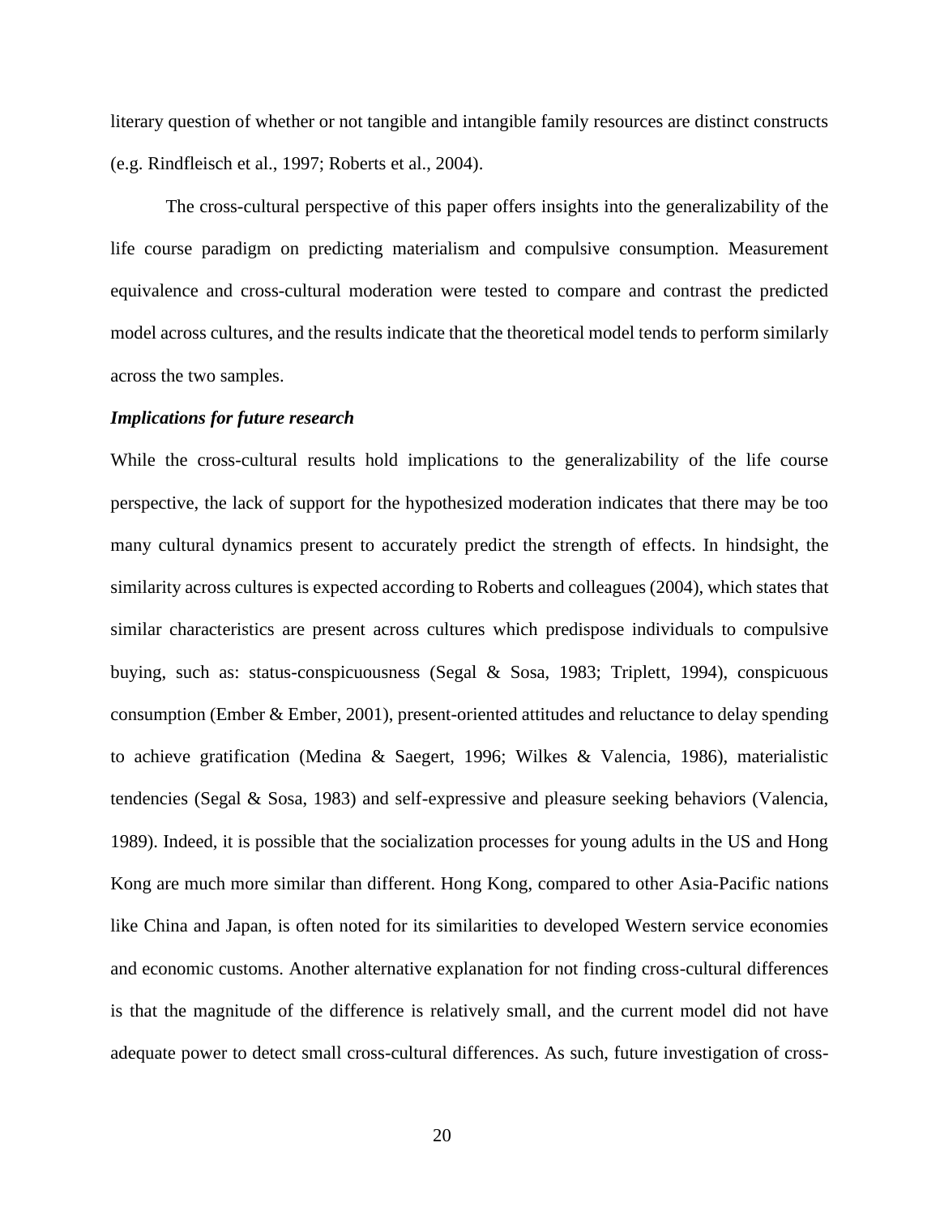literary question of whether or not tangible and intangible family resources are distinct constructs (e.g. Rindfleisch et al., 1997; Roberts et al., 2004).

The cross-cultural perspective of this paper offers insights into the generalizability of the life course paradigm on predicting materialism and compulsive consumption. Measurement equivalence and cross-cultural moderation were tested to compare and contrast the predicted model across cultures, and the results indicate that the theoretical model tends to perform similarly across the two samples.

***Implications for future research***

While the cross-cultural results hold implications to the generalizability of the life course perspective, the lack of support for the hypothesized moderation indicates that there may be too many cultural dynamics present to accurately predict the strength of effects. In hindsight, the similarity across cultures is expected according to Roberts and colleagues (2004), which states that similar characteristics are present across cultures which predispose individuals to compulsive buying, such as: status-conspicuousness (Segal & Sosa, 1983; Triplett, 1994), conspicuous consumption (Ember & Ember, 2001), present-oriented attitudes and reluctance to delay spending to achieve gratification (Medina & Saegert, 1996; Wilkes & Valencia, 1986), materialistic tendencies (Segal & Sosa, 1983) and self-expressive and pleasure seeking behaviors (Valencia, 1989). Indeed, it is possible that the socialization processes for young adults in the US and Hong Kong are much more similar than different. Hong Kong, compared to other Asia-Pacific nations like China and Japan, is often noted for its similarities to developed Western service economies and economic customs. Another alternative explanation for not finding cross-cultural differences is that the magnitude of the difference is relatively small, and the current model did not have adequate power to detect small cross-cultural differences. As such, future investigation of cross-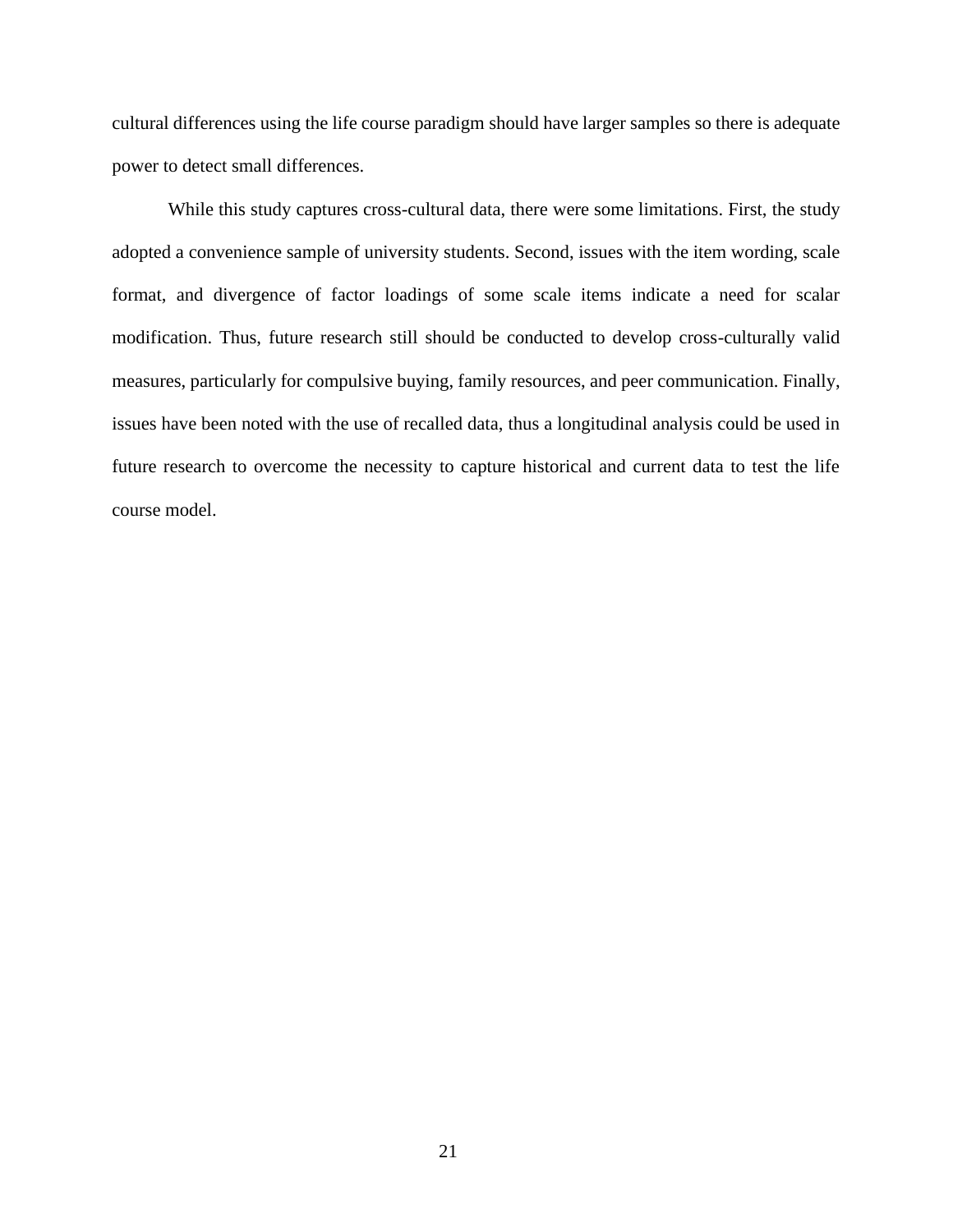cultural differences using the life course paradigm should have larger samples so there is adequate power to detect small differences.

While this study captures cross-cultural data, there were some limitations. First, the study adopted a convenience sample of university students. Second, issues with the item wording, scale format, and divergence of factor loadings of some scale items indicate a need for scalar modification. Thus, future research still should be conducted to develop cross-culturally valid measures, particularly for compulsive buying, family resources, and peer communication. Finally, issues have been noted with the use of recalled data, thus a longitudinal analysis could be used in future research to overcome the necessity to capture historical and current data to test the life course model.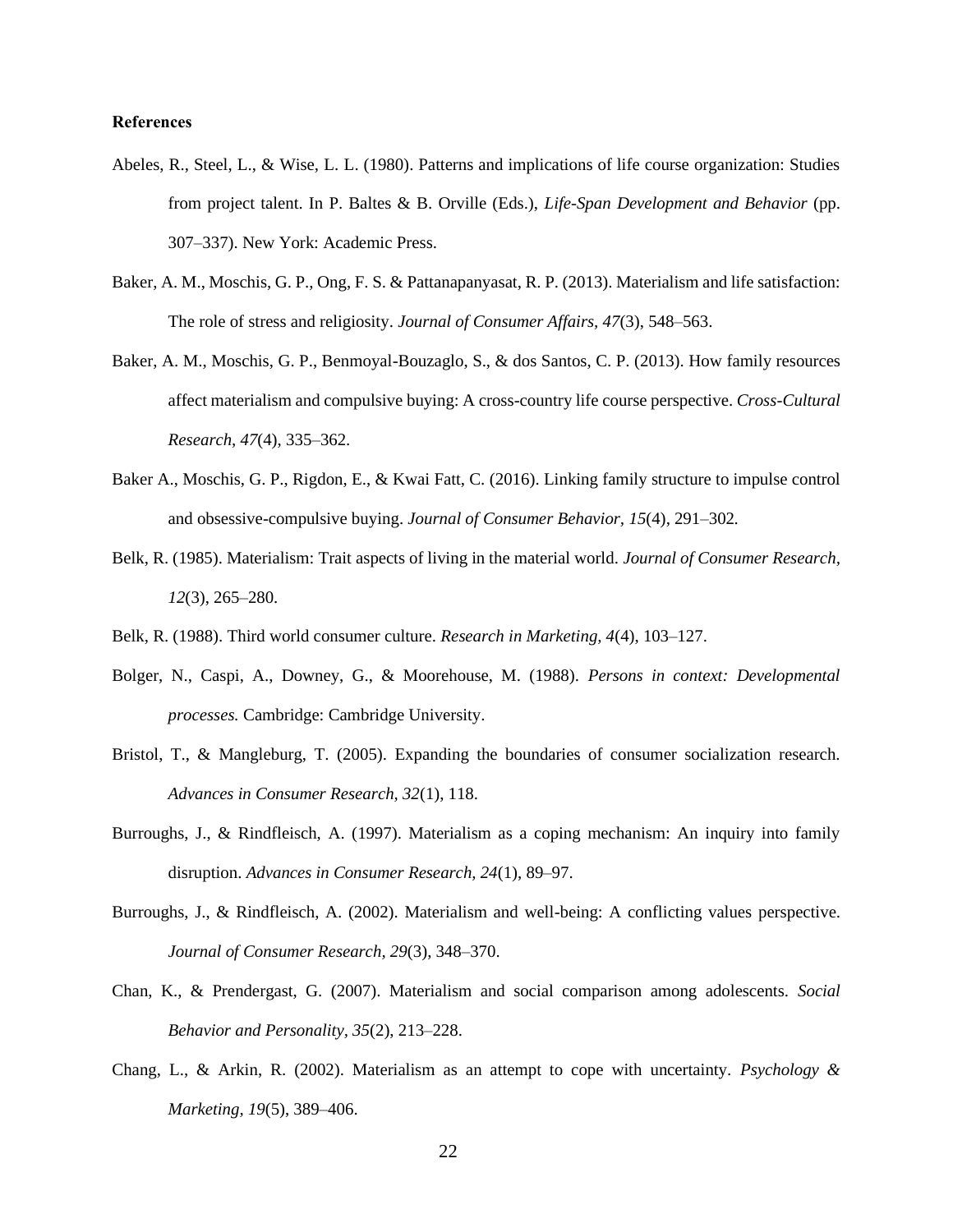**References**

Abeles, R., Steel, L., & Wise, L. L. (1980). Patterns and implications of life course organization: Studies from project talent. In P. Baltes & B. Orville (Eds.), *Life-Span Development and Behavior* (pp. 307–337). New York: Academic Press.

Baker, A. M., Moschis, G. P., Ong, F. S. & Pattanapanyasat, R. P. (2013). Materialism and life satisfaction: The role of stress and religiosity. *Journal of Consumer Affairs, 47*(3), 548–563.

Baker, A. M., Moschis, G. P., Benmoyal-Bouzaglo, S., & dos Santos, C. P. (2013). How family resources affect materialism and compulsive buying: A cross-country life course perspective. *Cross-Cultural Research, 47*(4), 335–362.

Baker A., Moschis, G. P., Rigdon, E., & Kwai Fatt, C. (2016). Linking family structure to impulse control and obsessive-compulsive buying. *Journal of Consumer Behavior, 15*(4), 291–302.

Belk, R. (1985). Materialism: Trait aspects of living in the material world. *Journal of Consumer Research, 12*(3), 265–280.

Belk, R. (1988). Third world consumer culture. *Research in Marketing, 4*(4), 103–127.

Bolger, N., Caspi, A., Downey, G., & Moorehouse, M. (1988). *Persons in context: Developmental processes.* Cambridge: Cambridge University.

Bristol, T., & Mangleburg, T. (2005). Expanding the boundaries of consumer socialization research. *Advances in Consumer Research, 32*(1), 118.

Burroughs, J., & Rindfleisch, A. (1997). Materialism as a coping mechanism: An inquiry into family disruption. *Advances in Consumer Research, 24*(1), 89–97.

Burroughs, J., & Rindfleisch, A. (2002). Materialism and well-being: A conflicting values perspective. *Journal of Consumer Research, 29*(3), 348–370.

Chan, K., & Prendergast, G. (2007). Materialism and social comparison among adolescents. *Social Behavior and Personality, 35*(2), 213–228.

Chang, L., & Arkin, R. (2002). Materialism as an attempt to cope with uncertainty. *Psychology & Marketing, 19*(5), 389–406.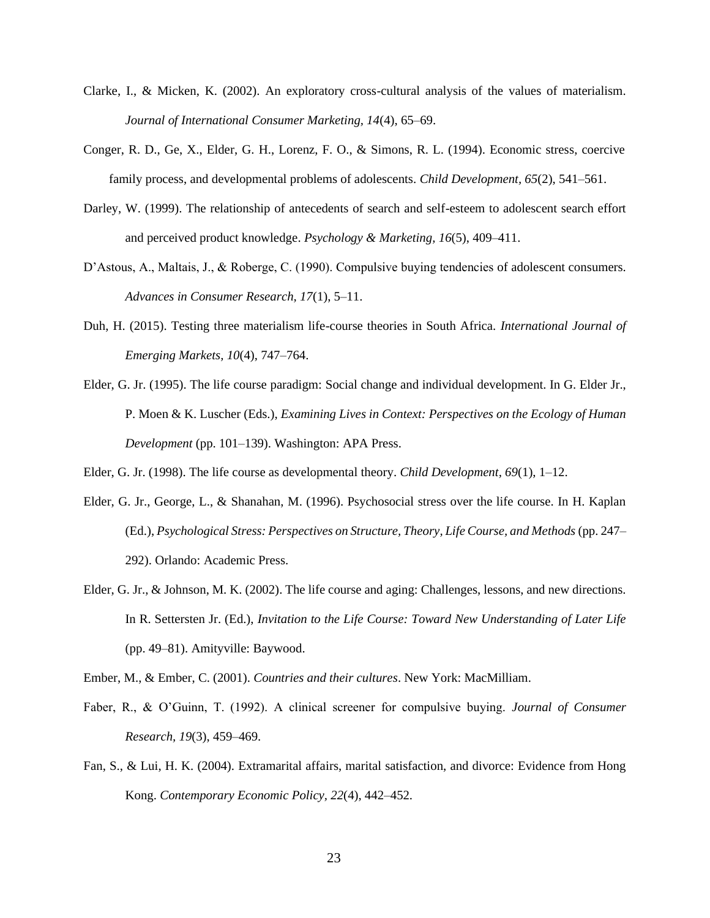Clarke, I., & Micken, K. (2002). An exploratory cross-cultural analysis of the values of materialism. *Journal of International Consumer Marketing, 14*(4), 65–69.

Conger, R. D., Ge, X., Elder, G. H., Lorenz, F. O., & Simons, R. L. (1994). Economic stress, coercive family process, and developmental problems of adolescents. *Child Development*, *65*(2), 541–561.

Darley, W. (1999). The relationship of antecedents of search and self-esteem to adolescent search effort and perceived product knowledge. *Psychology & Marketing, 16*(5), 409–411.

D'Astous, A., Maltais, J., & Roberge, C. (1990). Compulsive buying tendencies of adolescent consumers. *Advances in Consumer Research, 17*(1), 5–11.

Duh, H. (2015). Testing three materialism life-course theories in South Africa. *International Journal of Emerging Markets*, *10*(4), 747–764.

Elder, G. Jr. (1995). The life course paradigm: Social change and individual development. In G. Elder Jr., P. Moen & K. Luscher (Eds.), *Examining Lives in Context: Perspectives on the Ecology of Human Development* (pp. 101–139). Washington: APA Press.

Elder, G. Jr. (1998). The life course as developmental theory. *Child Development*, *69*(1), 1–12.

Elder, G. Jr., George, L., & Shanahan, M. (1996). Psychosocial stress over the life course. In H. Kaplan (Ed.), *Psychological Stress: Perspectives on Structure, Theory, Life Course, and Methods* (pp. 247–292). Orlando: Academic Press.

Elder, G. Jr., & Johnson, M. K. (2002). The life course and aging: Challenges, lessons, and new directions. In R. Settersten Jr. (Ed.), *Invitation to the Life Course: Toward New Understanding of Later Life* (pp. 49–81). Amityville: Baywood.

Ember, M., & Ember, C. (2001). *Countries and their cultures*. New York: MacMilliam.

Faber, R., & O'Guinn, T. (1992). A clinical screener for compulsive buying. *Journal of Consumer Research, 19*(3), 459–469.

Fan, S., & Lui, H. K. (2004). Extramarital affairs, marital satisfaction, and divorce: Evidence from Hong Kong. *Contemporary Economic Policy, 22*(4), 442–452.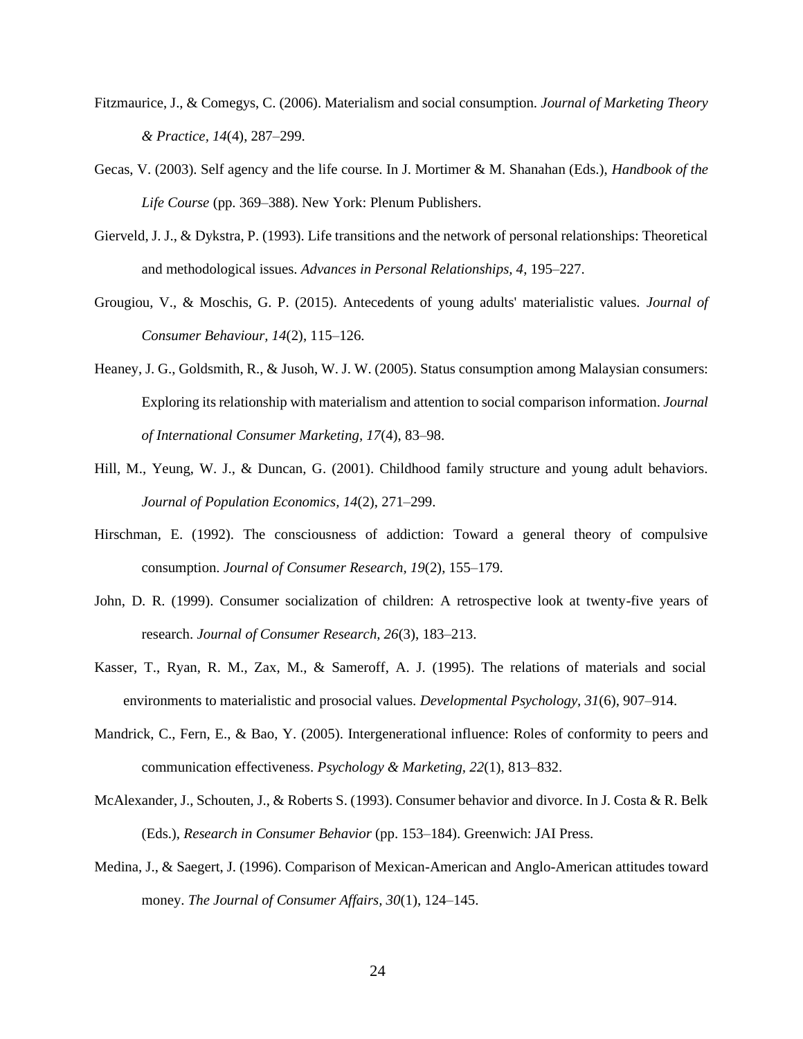Fitzmaurice, J., & Comegys, C. (2006). Materialism and social consumption. *Journal of Marketing Theory & Practice*, *14*(4), 287–299.

Gecas, V. (2003). Self agency and the life course. In J. Mortimer & M. Shanahan (Eds.), *Handbook of the Life Course* (pp. 369–388). New York: Plenum Publishers.

Gierveld, J. J., & Dykstra, P. (1993). Life transitions and the network of personal relationships: Theoretical and methodological issues. *Advances in Personal Relationships, 4*, 195–227.

Grougiou, V., & Moschis, G. P. (2015). Antecedents of young adults' materialistic values. *Journal of Consumer Behaviour, 14*(2), 115–126.

Heaney, J. G., Goldsmith, R., & Jusoh, W. J. W. (2005). Status consumption among Malaysian consumers: Exploring its relationship with materialism and attention to social comparison information. *Journal of International Consumer Marketing*, *17*(4), 83–98.

Hill, M., Yeung, W. J., & Duncan, G. (2001). Childhood family structure and young adult behaviors. *Journal of Population Economics, 14*(2), 271–299.

Hirschman, E. (1992). The consciousness of addiction: Toward a general theory of compulsive consumption. *Journal of Consumer Research, 19*(2), 155–179.

John, D. R. (1999). Consumer socialization of children: A retrospective look at twenty-five years of research. *Journal of Consumer Research, 26*(3), 183–213.

Kasser, T., Ryan, R. M., Zax, M., & Sameroff, A. J. (1995). The relations of materials and social environments to materialistic and prosocial values. *Developmental Psychology, 31*(6), 907–914.

Mandrick, C., Fern, E., & Bao, Y. (2005). Intergenerational influence: Roles of conformity to peers and communication effectiveness. *Psychology & Marketing, 22*(1), 813–832.

McAlexander, J., Schouten, J., & Roberts S. (1993). Consumer behavior and divorce. In J. Costa & R. Belk (Eds.), *Research in Consumer Behavior* (pp. 153–184). Greenwich: JAI Press.

Medina, J., & Saegert, J. (1996). Comparison of Mexican-American and Anglo-American attitudes toward money. *The Journal of Consumer Affairs, 30*(1), 124–145.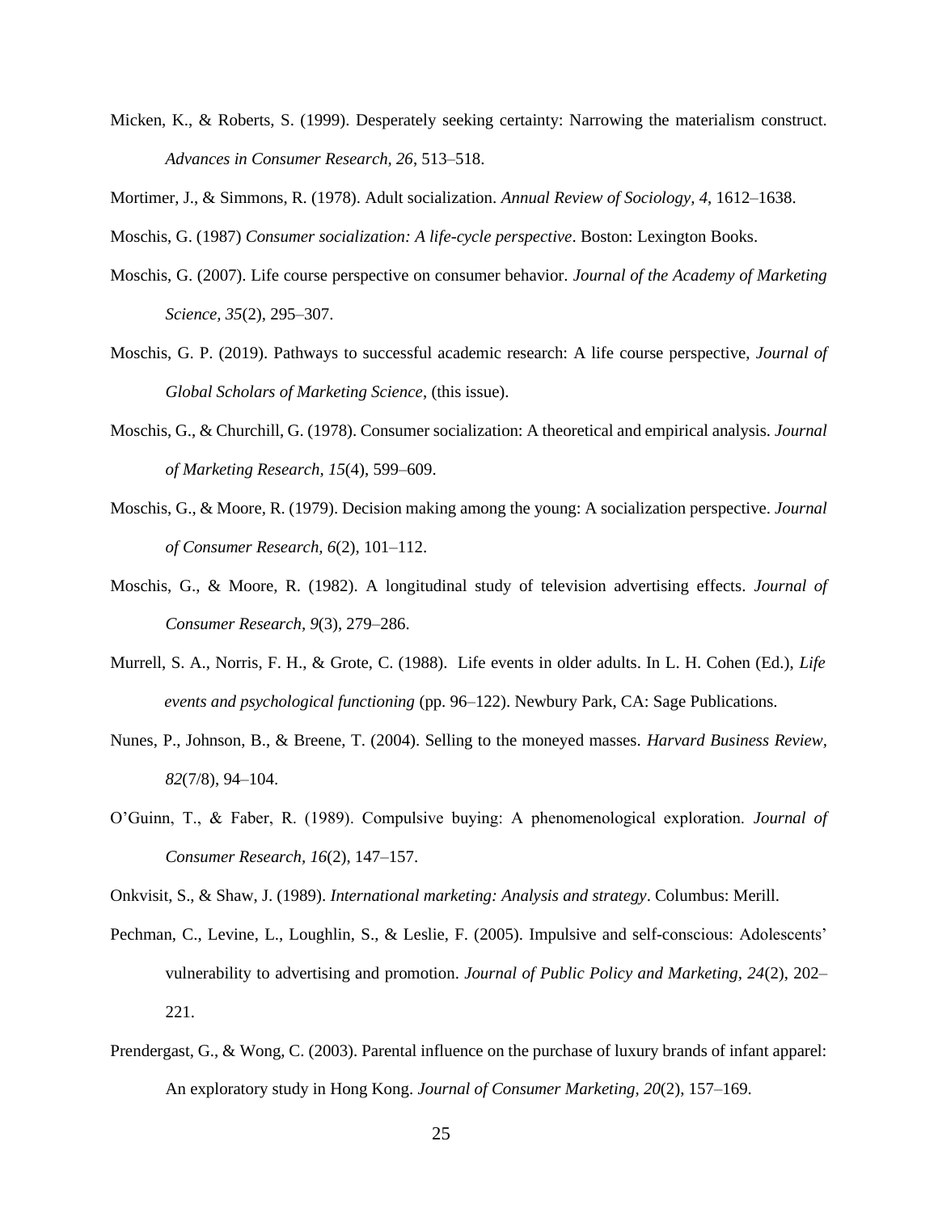Micken, K., & Roberts, S. (1999). Desperately seeking certainty: Narrowing the materialism construct. *Advances in Consumer Research, 26*, 513–518.

Mortimer, J., & Simmons, R. (1978). Adult socialization. *Annual Review of Sociology, 4*, 1612–1638.

Moschis, G. (1987) *Consumer socialization: A life-cycle perspective*. Boston: Lexington Books.

Moschis, G. (2007). Life course perspective on consumer behavior. *Journal of the Academy of Marketing Science, 35*(2), 295–307.

Moschis, G. P. (2019). Pathways to successful academic research: A life course perspective, *Journal of Global Scholars of Marketing Science*, (this issue).

Moschis, G., & Churchill, G. (1978). Consumer socialization: A theoretical and empirical analysis. *Journal of Marketing Research, 15*(4), 599–609.

Moschis, G., & Moore, R. (1979). Decision making among the young: A socialization perspective. *Journal of Consumer Research, 6*(2), 101–112.

Moschis, G., & Moore, R. (1982). A longitudinal study of television advertising effects. *Journal of Consumer Research, 9*(3), 279–286.

Murrell, S. A., Norris, F. H., & Grote, C. (1988). Life events in older adults. In L. H. Cohen (Ed.), *Life events and psychological functioning* (pp. 96–122). Newbury Park, CA: Sage Publications.

Nunes, P., Johnson, B., & Breene, T. (2004). Selling to the moneyed masses. *Harvard Business Review, 82*(7/8), 94–104.

O'Guinn, T., & Faber, R. (1989). Compulsive buying: A phenomenological exploration. *Journal of Consumer Research, 16*(2), 147–157.

Onkvisit, S., & Shaw, J. (1989). *International marketing: Analysis and strategy*. Columbus: Merill.

Pechman, C., Levine, L., Loughlin, S., & Leslie, F. (2005). Impulsive and self-conscious: Adolescents' vulnerability to advertising and promotion. *Journal of Public Policy and Marketing, 24*(2), 202–221.

Prendergast, G., & Wong, C. (2003). Parental influence on the purchase of luxury brands of infant apparel: An exploratory study in Hong Kong. *Journal of Consumer Marketing, 20*(2), 157–169.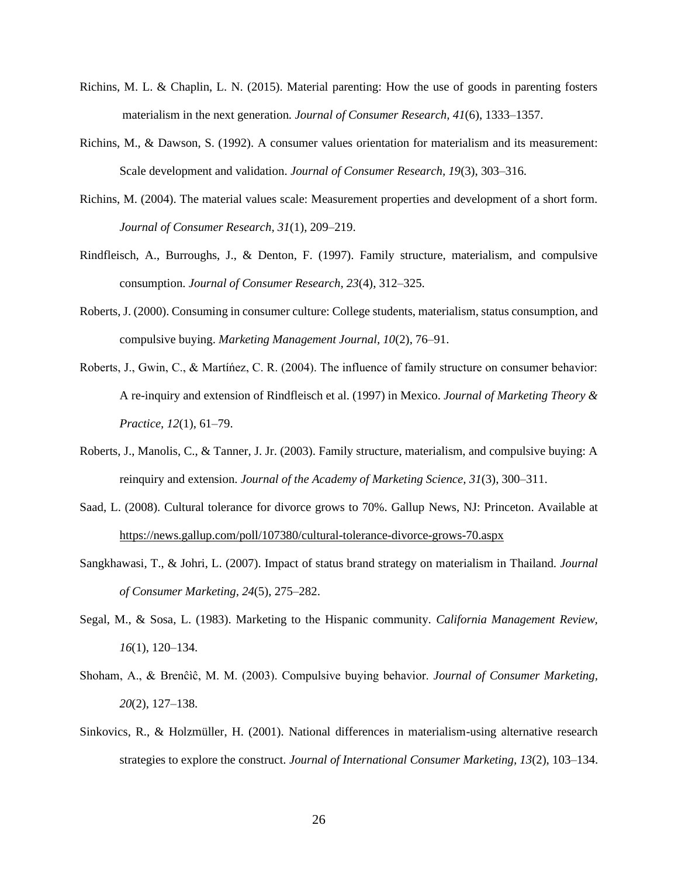Richins, M. L. & Chaplin, L. N. (2015). Material parenting: How the use of goods in parenting fosters materialism in the next generation. *Journal of Consumer Research, 41*(6), 1333–1357.

Richins, M., & Dawson, S. (1992). A consumer values orientation for materialism and its measurement: Scale development and validation. *Journal of Consumer Research*, *19*(3), 303–316.

Richins, M. (2004). The material values scale: Measurement properties and development of a short form. *Journal of Consumer Research, 31*(1), 209–219.

Rindfleisch, A., Burroughs, J., & Denton, F. (1997). Family structure, materialism, and compulsive consumption. *Journal of Consumer Research, 23*(4), 312–325.

Roberts, J. (2000). Consuming in consumer culture: College students, materialism, status consumption, and compulsive buying. *Marketing Management Journal, 10*(2), 76–91.

Roberts, J., Gwin, C., & Martíńez, C. R. (2004). The influence of family structure on consumer behavior: A re-inquiry and extension of Rindfleisch et al. (1997) in Mexico. *Journal of Marketing Theory & Practice, 12*(1), 61–79.

Roberts, J., Manolis, C., & Tanner, J. Jr. (2003). Family structure, materialism, and compulsive buying: A reinquiry and extension. *Journal of the Academy of Marketing Science, 31*(3), 300–311.

Saad, L. (2008). Cultural tolerance for divorce grows to 70%. Gallup News, NJ: Princeton. Available at https://news.gallup.com/poll/107380/cultural-tolerance-divorce-grows-70.aspx

Sangkhawasi, T., & Johri, L. (2007). Impact of status brand strategy on materialism in Thailand. *Journal of Consumer Marketing, 24*(5), 275–282.

Segal, M., & Sosa, L. (1983). Marketing to the Hispanic community. *California Management Review, 16*(1), 120–134.

Shoham, A., & Brenĉìĉ, M. M. (2003). Compulsive buying behavior. *Journal of Consumer Marketing, 20*(2), 127–138.

Sinkovics, R., & Holzmüller, H. (2001). National differences in materialism-using alternative research strategies to explore the construct. *Journal of International Consumer Marketing, 13*(2), 103–134.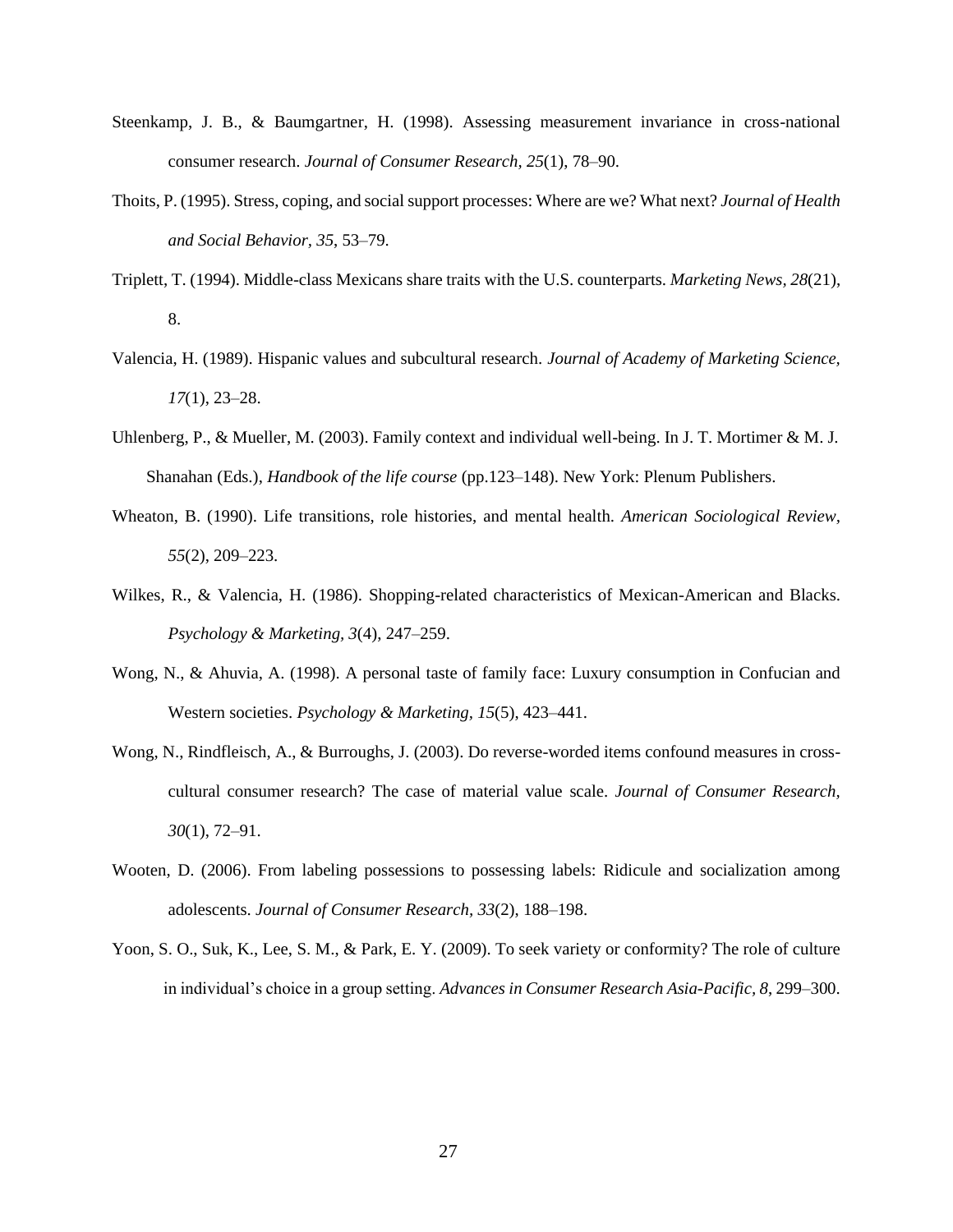Steenkamp, J. B., & Baumgartner, H. (1998). Assessing measurement invariance in cross-national consumer research. *Journal of Consumer Research, 25*(1), 78–90.

Thoits, P. (1995). Stress, coping, and social support processes: Where are we? What next? *Journal of Health and Social Behavior, 35*, 53–79.

Triplett, T. (1994). Middle-class Mexicans share traits with the U.S. counterparts. *Marketing News, 28*(21), 8.

Valencia, H. (1989). Hispanic values and subcultural research. *Journal of Academy of Marketing Science, 17*(1), 23–28.

Uhlenberg, P., & Mueller, M. (2003). Family context and individual well-being. In J. T. Mortimer & M. J. Shanahan (Eds.), *Handbook of the life course* (pp.123–148). New York: Plenum Publishers.

Wheaton, B. (1990). Life transitions, role histories, and mental health. *American Sociological Review, 55*(2), 209–223.

Wilkes, R., & Valencia, H. (1986). Shopping-related characteristics of Mexican-American and Blacks. *Psychology & Marketing, 3*(4), 247–259.

Wong, N., & Ahuvia, A. (1998). A personal taste of family face: Luxury consumption in Confucian and Western societies. *Psychology & Marketing, 15*(5), 423–441.

Wong, N., Rindfleisch, A., & Burroughs, J. (2003). Do reverse-worded items confound measures in cross-cultural consumer research? The case of material value scale. *Journal of Consumer Research, 30*(1), 72–91.

Wooten, D. (2006). From labeling possessions to possessing labels: Ridicule and socialization among adolescents. *Journal of Consumer Research, 33*(2), 188–198.

Yoon, S. O., Suk, K., Lee, S. M., & Park, E. Y. (2009). To seek variety or conformity? The role of culture in individual's choice in a group setting. *Advances in Consumer Research Asia-Pacific, 8*, 299–300.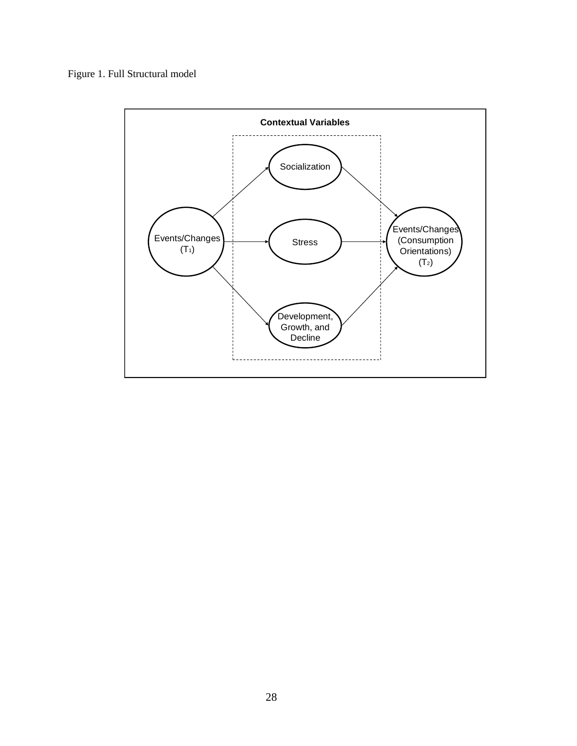Figure 1. Full Structural model

Contextual Variables

Socialization

Events/Changes ($T_1$)

Stress

Events/Changes (Consumption Orientations) ($T_2$)

Development, Growth, and Decline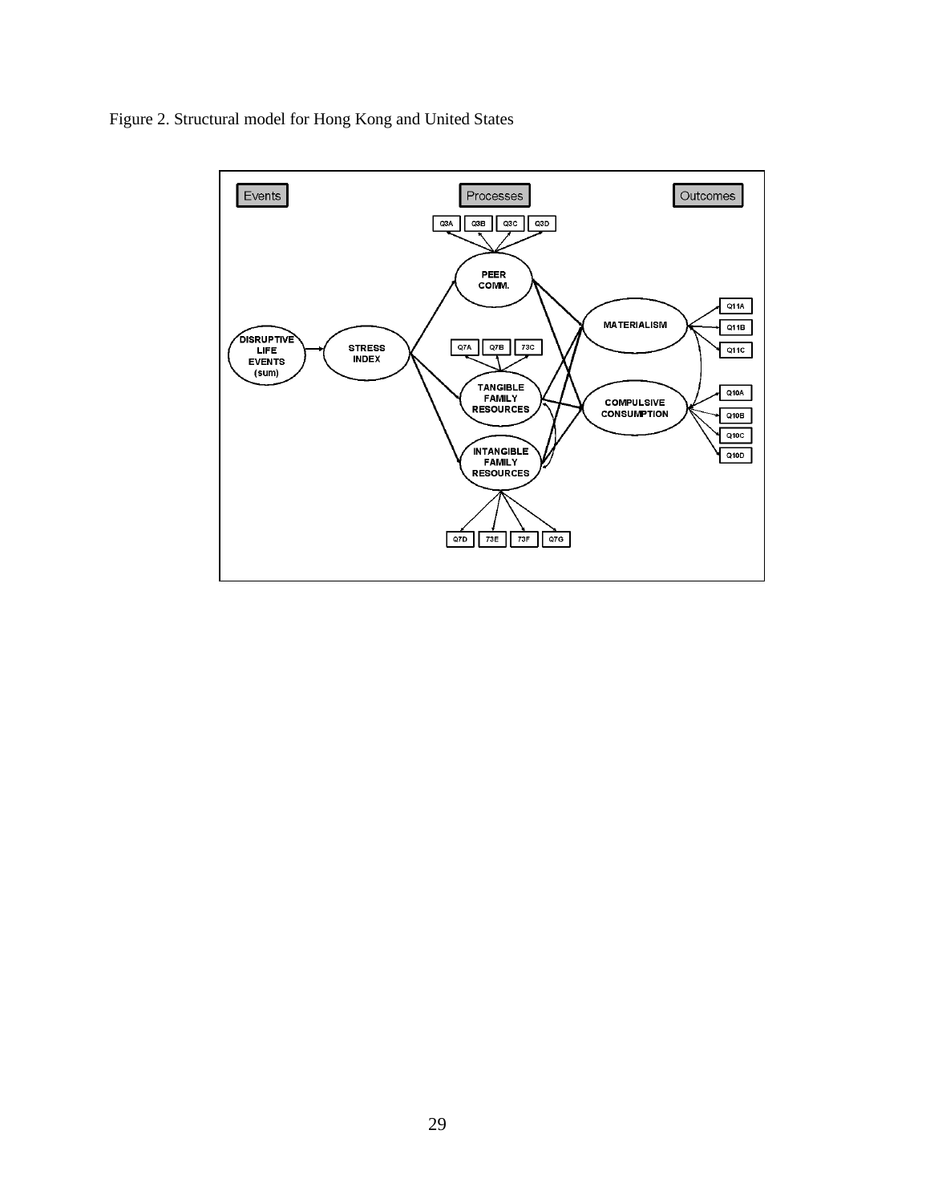Figure 2. Structural model for Hong Kong and United States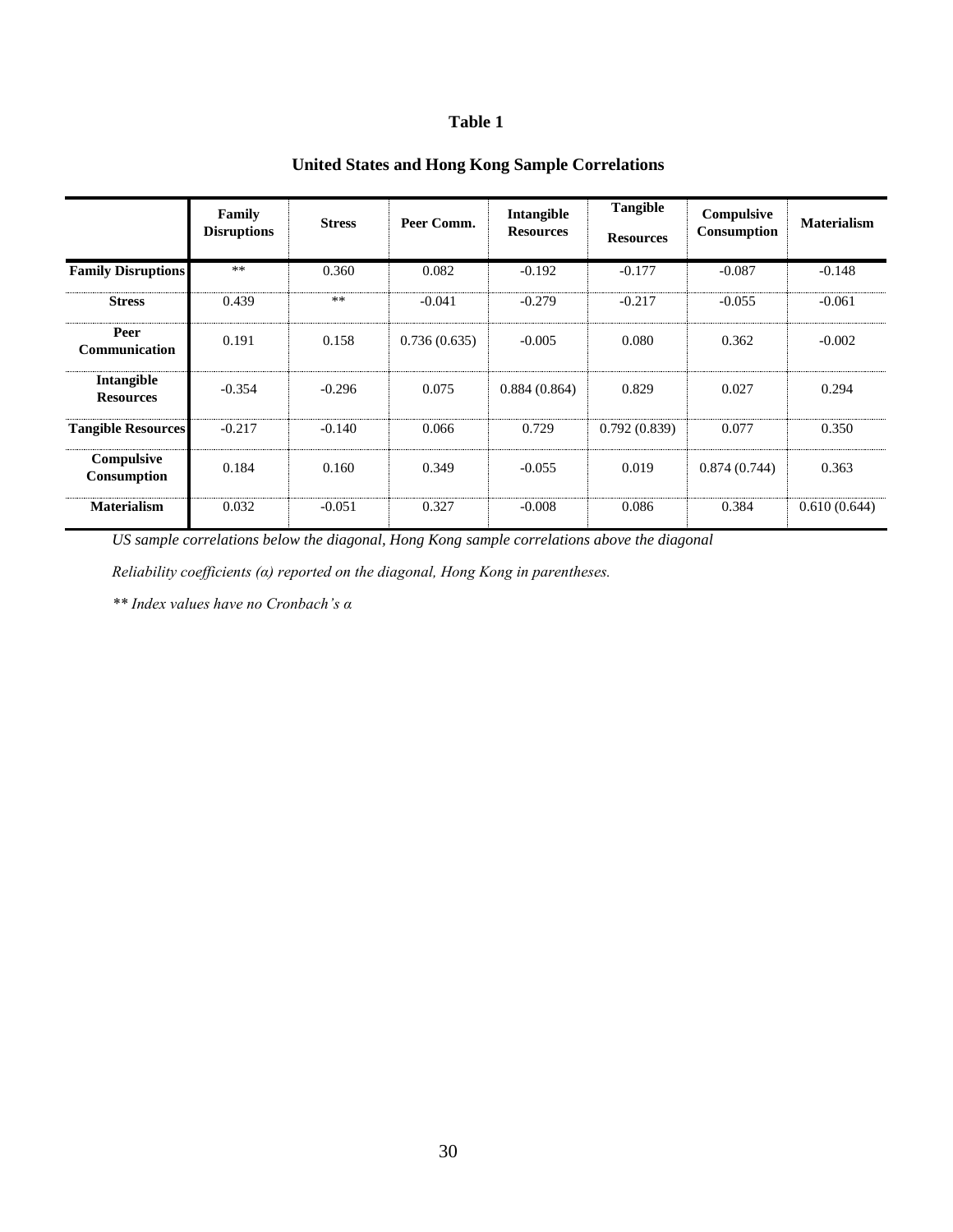# Table 1

## United States and Hong Kong Sample Correlations

| | Family Disruptions | Stress | Peer Comm. | Intangible Resources | Tangible Resources | Compulsive Consumption | Materialism |
|---|---|---|---|---|---|---|---|
| **Family Disruptions** | ** | 0.360 | 0.082 | -0.192 | -0.177 | -0.087 | -0.148 |
| **Stress** | 0.439 | ** | -0.041 | -0.279 | -0.217 | -0.055 | -0.061 |
| **Peer Communication** | 0.191 | 0.158 | 0.736 (0.635) | -0.005 | 0.080 | 0.362 | -0.002 |
| **Intangible Resources** | -0.354 | -0.296 | 0.075 | 0.884 (0.864) | 0.829 | 0.027 | 0.294 |
| **Tangible Resources** | -0.217 | -0.140 | 0.066 | 0.729 | 0.792 (0.839) | 0.077 | 0.350 |
| **Compulsive Consumption** | 0.184 | 0.160 | 0.349 | -0.055 | 0.019 | 0.874 (0.744) | 0.363 |
| **Materialism** | 0.032 | -0.051 | 0.327 | -0.008 | 0.086 | 0.384 | 0.610 (0.644) |

*US sample correlations below the diagonal, Hong Kong sample correlations above the diagonal*

*Reliability coefficients (α) reported on the diagonal, Hong Kong in parentheses.*

*** Index values have no Cronbach's α*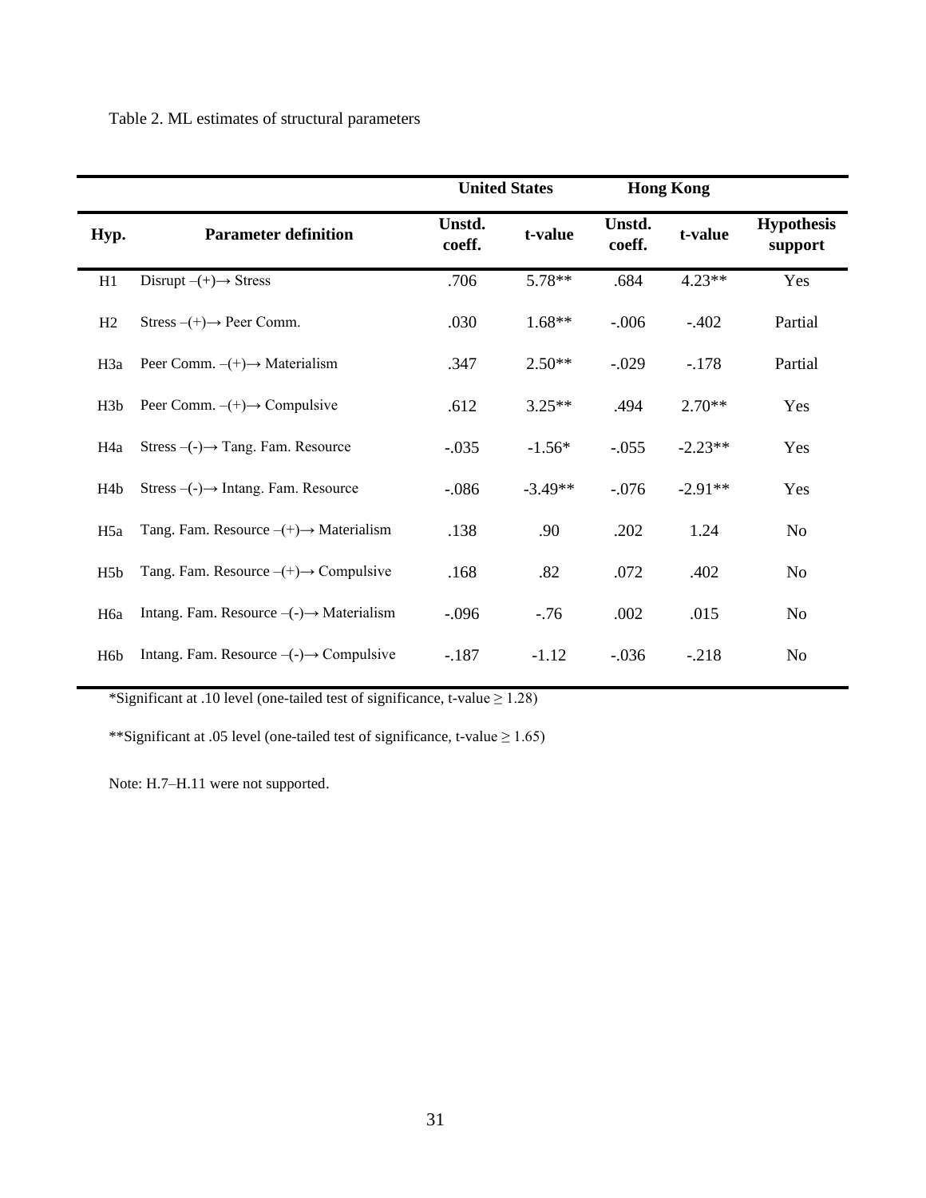Table 2. ML estimates of structural parameters

| | | United States | | Hong Kong | | |
|---|---|---|---|---|---|---|
| **Hyp.** | **Parameter definition** | **Unstd. coeff.** | **t-value** | **Unstd. coeff.** | **t-value** | **Hypothesis support** |
| H1 | Disrupt –(+)→ Stress | .706 | 5.78** | .684 | 4.23** | Yes |
| H2 | Stress –(+)→ Peer Comm. | .030 | 1.68** | -.006 | -.402 | Partial |
| H3a | Peer Comm. –(+)→ Materialism | .347 | 2.50** | -.029 | -.178 | Partial |
| H3b | Peer Comm. –(+)→ Compulsive | .612 | 3.25** | .494 | 2.70** | Yes |
| H4a | Stress –(-)→ Tang. Fam. Resource | -.035 | -1.56* | -.055 | -2.23** | Yes |
| H4b | Stress –(-)→ Intang. Fam. Resource | -.086 | -3.49** | -.076 | -2.91** | Yes |
| H5a | Tang. Fam. Resource –(+)→ Materialism | .138 | .90 | .202 | 1.24 | No |
| H5b | Tang. Fam. Resource –(+)→ Compulsive | .168 | .82 | .072 | .402 | No |
| H6a | Intang. Fam. Resource –(-)→ Materialism | -.096 | -.76 | .002 | .015 | No |
| H6b | Intang. Fam. Resource –(-)→ Compulsive | -.187 | -1.12 | -.036 | -.218 | No |

*Significant at .10 level (one-tailed test of significance, t-value ≥ 1.28)

**Significant at .05 level (one-tailed test of significance, t-value ≥ 1.65)

Note: H.7–H.11 were not supported.